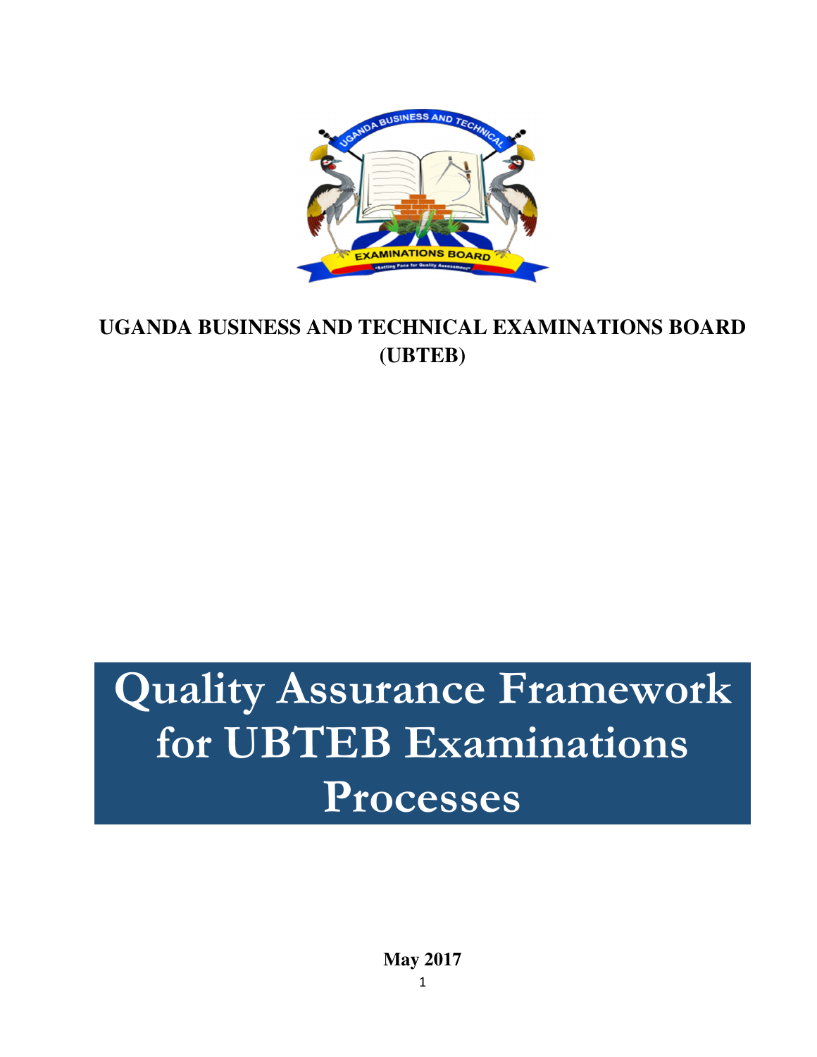**UGANDA BUSINESS AND TECHNICAL EXAMINATIONS BOARD (UBTEB)**

# Quality Assurance Framework for UBTEB Examinations Processes

**May 2017**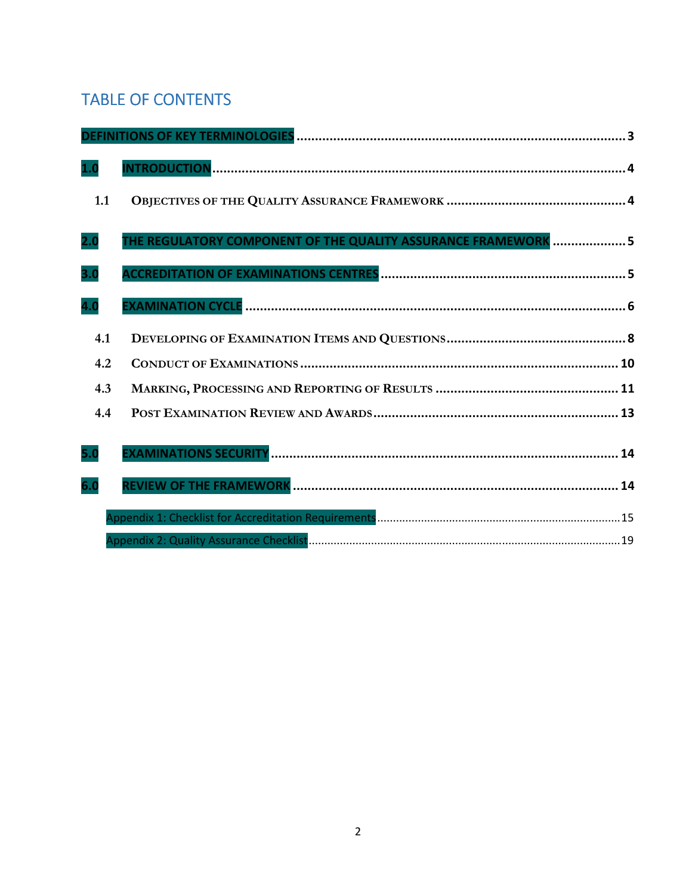# TABLE OF CONTENTS

DEFINITIONS OF KEY TERMINOLOGIES ........................................ 3

1.0 INTRODUCTION ........................................ 4

- 1.1 OBJECTIVES OF THE QUALITY ASSURANCE FRAMEWORK ........................................ 4

2.0 THE REGULATORY COMPONENT OF THE QUALITY ASSURANCE FRAMEWORK ........................................ 5

3.0 ACCREDITATION OF EXAMINATIONS CENTRES ........................................ 5

4.0 EXAMINATION CYCLE ........................................ 6

- 4.1 DEVELOPING OF EXAMINATION ITEMS AND QUESTIONS ........................................ 8
- 4.2 CONDUCT OF EXAMINATIONS ........................................ 10
- 4.3 MARKING, PROCESSING AND REPORTING OF RESULTS ........................................ 11
- 4.4 POST EXAMINATION REVIEW AND AWARDS ........................................ 13

5.0 EXAMINATIONS SECURITY ........................................ 14

6.0 REVIEW OF THE FRAMEWORK ........................................ 14

Appendix 1: Checklist for Accreditation Requirements ........................................ 15

Appendix 2: Quality Assurance Checklist ........................................ 19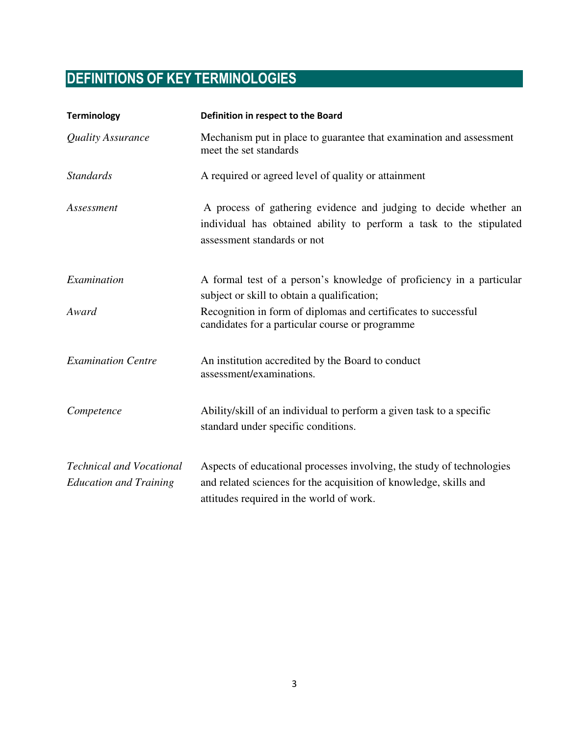## DEFINITIONS OF KEY TERMINOLOGIES

| Terminology | Definition in respect to the Board |
|---|---|
| *Quality Assurance* | Mechanism put in place to guarantee that examination and assessment meet the set standards |
| *Standards* | A required or agreed level of quality or attainment |
| *Assessment* | A process of gathering evidence and judging to decide whether an individual has obtained ability to perform a task to the stipulated assessment standards or not |
| *Examination* | A formal test of a person's knowledge of proficiency in a particular subject or skill to obtain a qualification; |
| *Award* | Recognition in form of diplomas and certificates to successful candidates for a particular course or programme |
| *Examination Centre* | An institution accredited by the Board to conduct assessment/examinations. |
| *Competence* | Ability/skill of an individual to perform a given task to a specific standard under specific conditions. |
| *Technical and Vocational Education and Training* | Aspects of educational processes involving, the study of technologies and related sciences for the acquisition of knowledge, skills and attitudes required in the world of work. |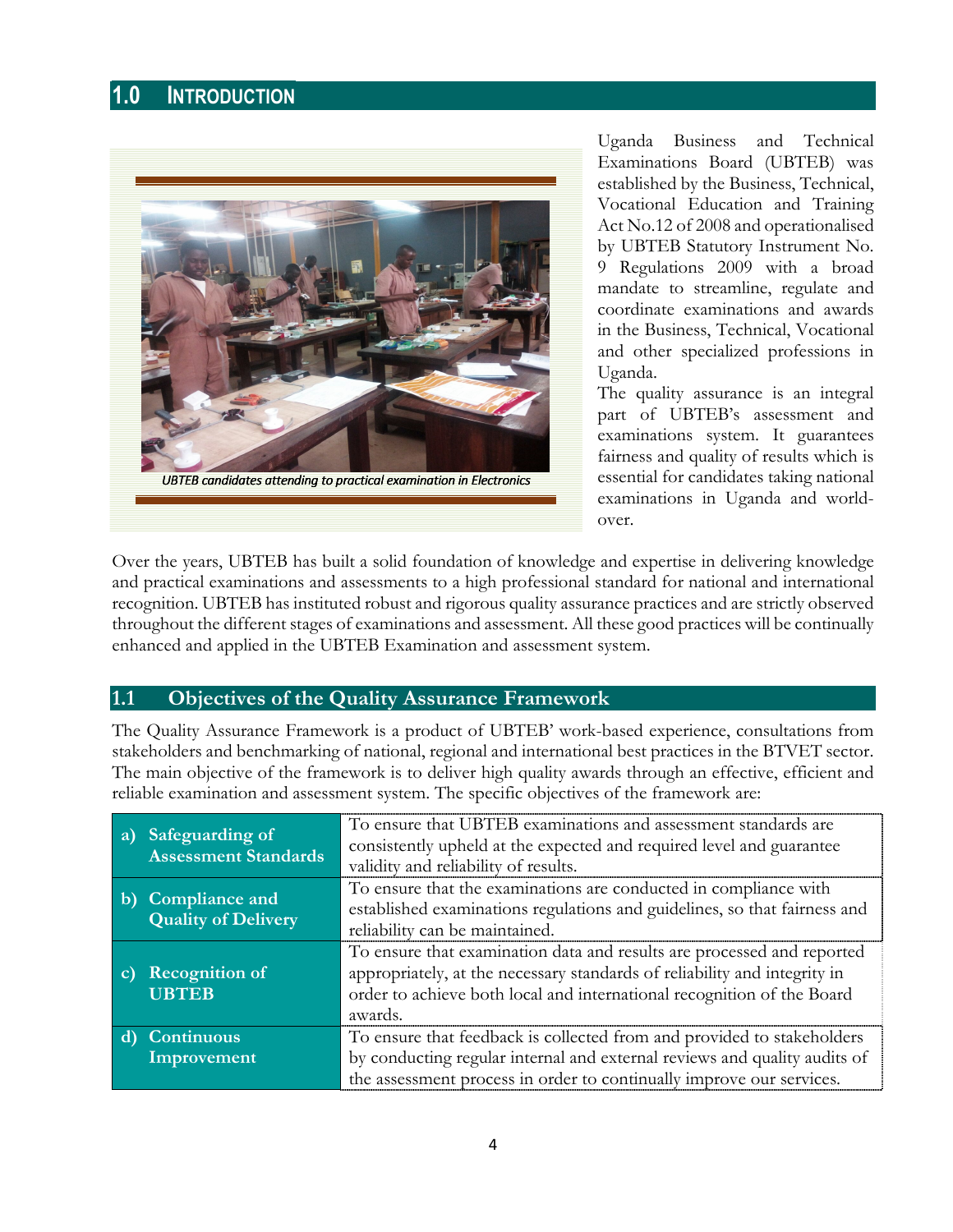## 1.0 INTRODUCTION

*UBTEB candidates attending to practical examination in Electronics*

Uganda Business and Technical Examinations Board (UBTEB) was established by the Business, Technical, Vocational Education and Training Act No.12 of 2008 and operationalised by UBTEB Statutory Instrument No. 9 Regulations 2009 with a broad mandate to streamline, regulate and coordinate examinations and awards in the Business, Technical, Vocational and other specialized professions in Uganda.

The quality assurance is an integral part of UBTEB's assessment and examinations system. It guarantees fairness and quality of results which is essential for candidates taking national examinations in Uganda and world-over.

Over the years, UBTEB has built a solid foundation of knowledge and expertise in delivering knowledge and practical examinations and assessments to a high professional standard for national and international recognition. UBTEB has instituted robust and rigorous quality assurance practices and are strictly observed throughout the different stages of examinations and assessment. All these good practices will be continually enhanced and applied in the UBTEB Examination and assessment system.

## 1.1 Objectives of the Quality Assurance Framework

The Quality Assurance Framework is a product of UBTEB' work-based experience, consultations from stakeholders and benchmarking of national, regional and international best practices in the BTVET sector. The main objective of the framework is to deliver high quality awards through an effective, efficient and reliable examination and assessment system. The specific objectives of the framework are:

| | |
|---|---|
| **a) Safeguarding of Assessment Standards** | To ensure that UBTEB examinations and assessment standards are consistently upheld at the expected and required level and guarantee validity and reliability of results. |
| **b) Compliance and Quality of Delivery** | To ensure that the examinations are conducted in compliance with established examinations regulations and guidelines, so that fairness and reliability can be maintained. |
| **c) Recognition of UBTEB** | To ensure that examination data and results are processed and reported appropriately, at the necessary standards of reliability and integrity in order to achieve both local and international recognition of the Board awards. |
| **d) Continuous Improvement** | To ensure that feedback is collected from and provided to stakeholders by conducting regular internal and external reviews and quality audits of the assessment process in order to continually improve our services. |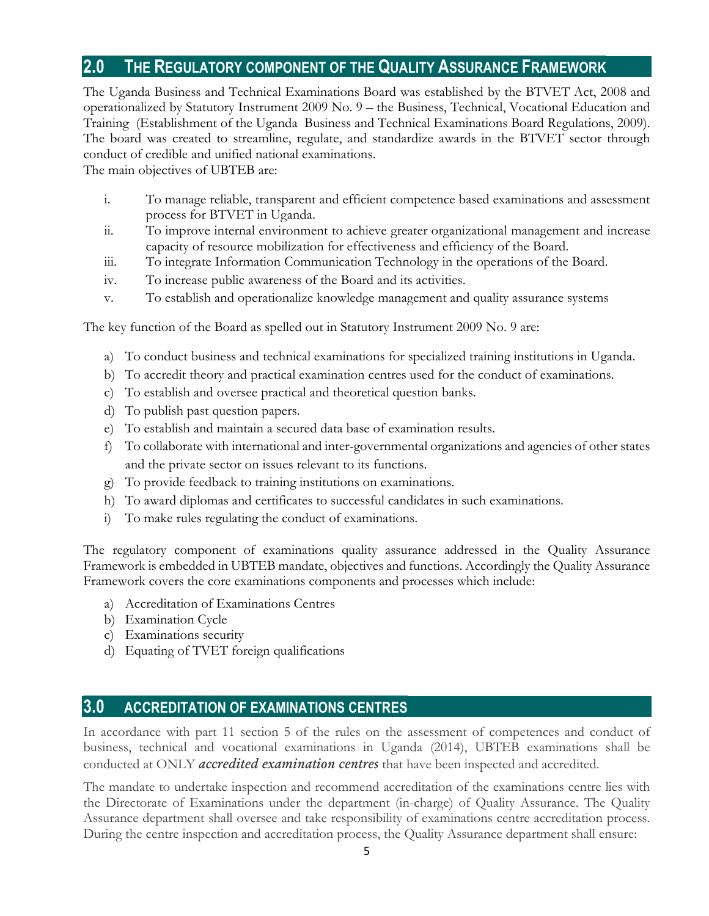## 2.0 THE REGULATORY COMPONENT OF THE QUALITY ASSURANCE FRAMEWORK

The Uganda Business and Technical Examinations Board was established by the BTVET Act, 2008 and operationalized by Statutory Instrument 2009 No. 9 – the Business, Technical, Vocational Education and Training (Establishment of the Uganda Business and Technical Examinations Board Regulations, 2009). The board was created to streamline, regulate, and standardize awards in the BTVET sector through conduct of credible and unified national examinations.
The main objectives of UBTEB are:

i. To manage reliable, transparent and efficient competence based examinations and assessment process for BTVET in Uganda.
ii. To improve internal environment to achieve greater organizational management and increase capacity of resource mobilization for effectiveness and efficiency of the Board.
iii. To integrate Information Communication Technology in the operations of the Board.
iv. To increase public awareness of the Board and its activities.
v. To establish and operationalize knowledge management and quality assurance systems

The key function of the Board as spelled out in Statutory Instrument 2009 No. 9 are:

a) To conduct business and technical examinations for specialized training institutions in Uganda.
b) To accredit theory and practical examination centres used for the conduct of examinations.
c) To establish and oversee practical and theoretical question banks.
d) To publish past question papers.
e) To establish and maintain a secured data base of examination results.
f) To collaborate with international and inter-governmental organizations and agencies of other states and the private sector on issues relevant to its functions.
g) To provide feedback to training institutions on examinations.
h) To award diplomas and certificates to successful candidates in such examinations.
i) To make rules regulating the conduct of examinations.

The regulatory component of examinations quality assurance addressed in the Quality Assurance Framework is embedded in UBTEB mandate, objectives and functions. Accordingly the Quality Assurance Framework covers the core examinations components and processes which include:

a) Accreditation of Examinations Centres
b) Examination Cycle
c) Examinations security
d) Equating of TVET foreign qualifications

## 3.0 ACCREDITATION OF EXAMINATIONS CENTRES

In accordance with part 11 section 5 of the rules on the assessment of competences and conduct of business, technical and vocational examinations in Uganda (2014), UBTEB examinations shall be conducted at ONLY ***accredited examination centres*** that have been inspected and accredited.

The mandate to undertake inspection and recommend accreditation of the examinations centre lies with the Directorate of Examinations under the department (in-charge) of Quality Assurance. The Quality Assurance department shall oversee and take responsibility of examinations centre accreditation process. During the centre inspection and accreditation process, the Quality Assurance department shall ensure: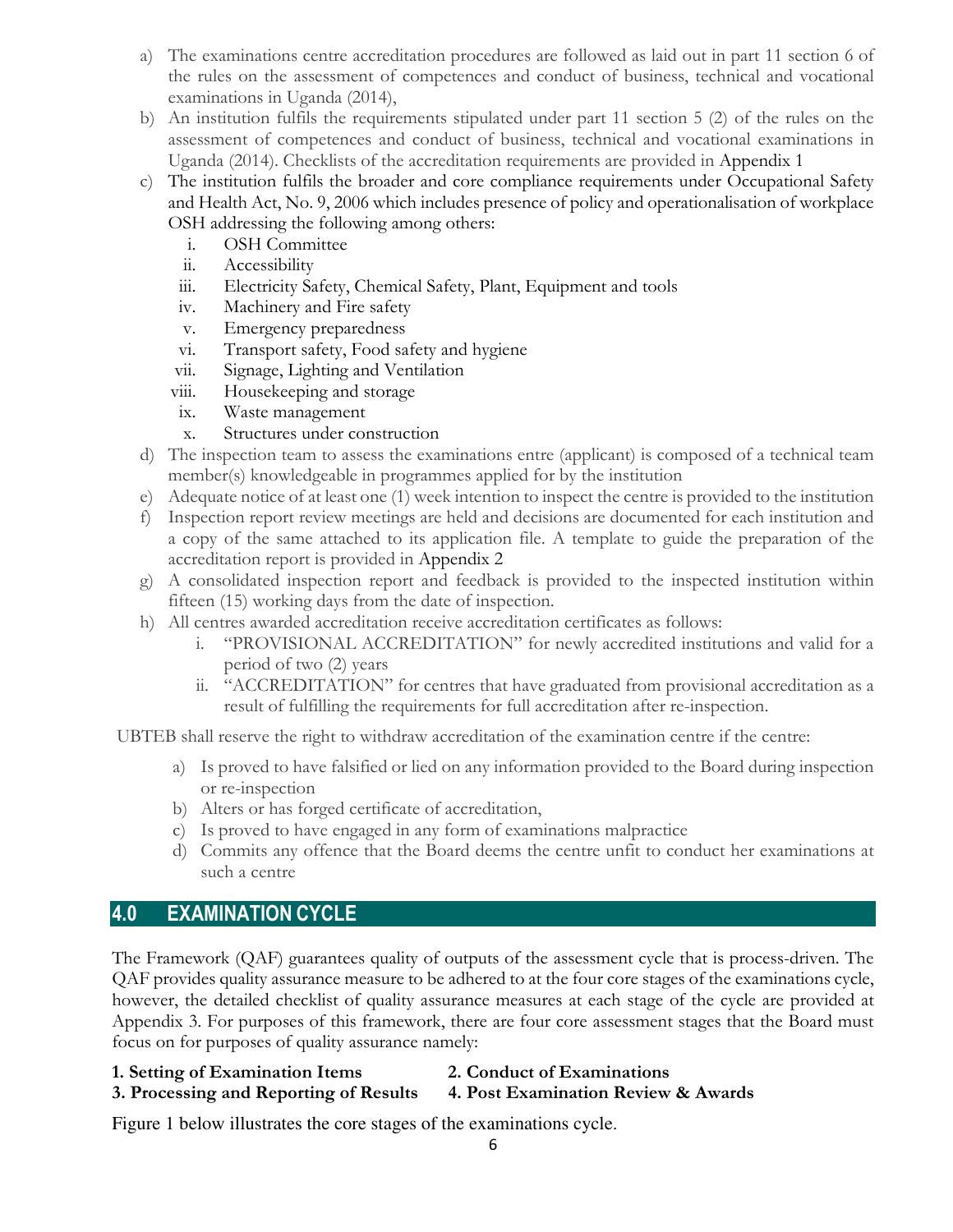a) The examinations centre accreditation procedures are followed as laid out in part 11 section 6 of the rules on the assessment of competences and conduct of business, technical and vocational examinations in Uganda (2014),
b) An institution fulfils the requirements stipulated under part 11 section 5 (2) of the rules on the assessment of competences and conduct of business, technical and vocational examinations in Uganda (2014). Checklists of the accreditation requirements are provided in Appendix 1
c) The institution fulfils the broader and core compliance requirements under Occupational Safety and Health Act, No. 9, 2006 which includes presence of policy and operationalisation of workplace OSH addressing the following among others:
    i. OSH Committee
    ii. Accessibility
    iii. Electricity Safety, Chemical Safety, Plant, Equipment and tools
    iv. Machinery and Fire safety
    v. Emergency preparedness
    vi. Transport safety, Food safety and hygiene
    vii. Signage, Lighting and Ventilation
    viii. Housekeeping and storage
    ix. Waste management
    x. Structures under construction
d) The inspection team to assess the examinations entre (applicant) is composed of a technical team member(s) knowledgeable in programmes applied for by the institution
e) Adequate notice of at least one (1) week intention to inspect the centre is provided to the institution
f) Inspection report review meetings are held and decisions are documented for each institution and a copy of the same attached to its application file. A template to guide the preparation of the accreditation report is provided in Appendix 2
g) A consolidated inspection report and feedback is provided to the inspected institution within fifteen (15) working days from the date of inspection.
h) All centres awarded accreditation receive accreditation certificates as follows:
    i. "PROVISIONAL ACCREDITATION" for newly accredited institutions and valid for a period of two (2) years
    ii. "ACCREDITATION" for centres that have graduated from provisional accreditation as a result of fulfilling the requirements for full accreditation after re-inspection.

UBTEB shall reserve the right to withdraw accreditation of the examination centre if the centre:

a) Is proved to have falsified or lied on any information provided to the Board during inspection or re-inspection
b) Alters or has forged certificate of accreditation,
c) Is proved to have engaged in any form of examinations malpractice
d) Commits any offence that the Board deems the centre unfit to conduct her examinations at such a centre

## 4.0 EXAMINATION CYCLE

The Framework (QAF) guarantees quality of outputs of the assessment cycle that is process-driven. The QAF provides quality assurance measure to be adhered to at the four core stages of the examinations cycle, however, the detailed checklist of quality assurance measures at each stage of the cycle are provided at Appendix 3. For purposes of this framework, there are four core assessment stages that the Board must focus on for purposes of quality assurance namely:

**1. Setting of Examination Items**
**2. Conduct of Examinations**
**3. Processing and Reporting of Results**
**4. Post Examination Review & Awards**

Figure 1 below illustrates the core stages of the examinations cycle.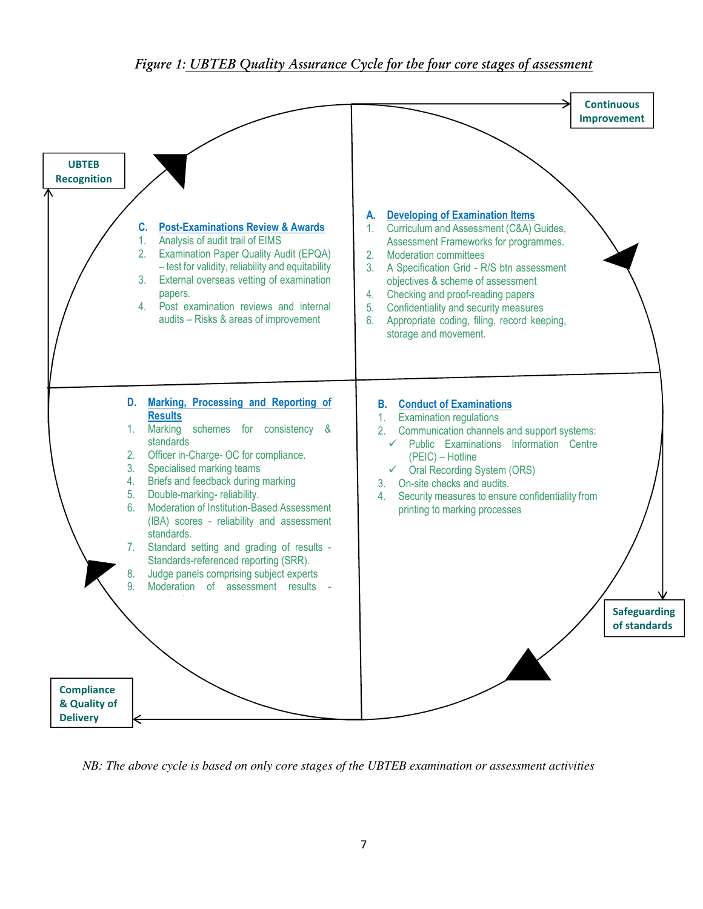*Figure 1: UBTEB Quality Assurance Cycle for the four core stages of assessment*

**Continuous Improvement**

**UBTEB Recognition**

**A. Developing of Examination Items**

1. Curriculum and Assessment (C&A) Guides, Assessment Frameworks for programmes.
2. Moderation committees
3. A Specification Grid - R/S btn assessment objectives & scheme of assessment
4. Checking and proof-reading papers
5. Confidentiality and security measures
6. Appropriate coding, filing, record keeping, storage and movement.

**B. Conduct of Examinations**

1. Examination regulations
2. Communication channels and support systems:
   - ✓ Public Examinations Information Centre (PEIC) – Hotline
   - ✓ Oral Recording System (ORS)
3. On-site checks and audits.
4. Security measures to ensure confidentiality from printing to marking processes

**Safeguarding of standards**

**C. Post-Examinations Review & Awards**

1. Analysis of audit trail of EIMS
2. Examination Paper Quality Audit (EPQA) – test for validity, reliability and equitability
3. External overseas vetting of examination papers.
4. Post examination reviews and internal audits – Risks & areas of improvement

**D. Marking, Processing and Reporting of Results**

1. Marking schemes for consistency & standards
2. Officer in-Charge- OC for compliance.
3. Specialised marking teams
4. Briefs and feedback during marking
5. Double-marking- reliability.
6. Moderation of Institution-Based Assessment (IBA) scores - reliability and assessment standards.
7. Standard setting and grading of results - Standards-referenced reporting (SRR).
8. Judge panels comprising subject experts
9. Moderation of assessment results -

**Compliance & Quality of Delivery**

*NB: The above cycle is based on only core stages of the UBTEB examination or assessment activities*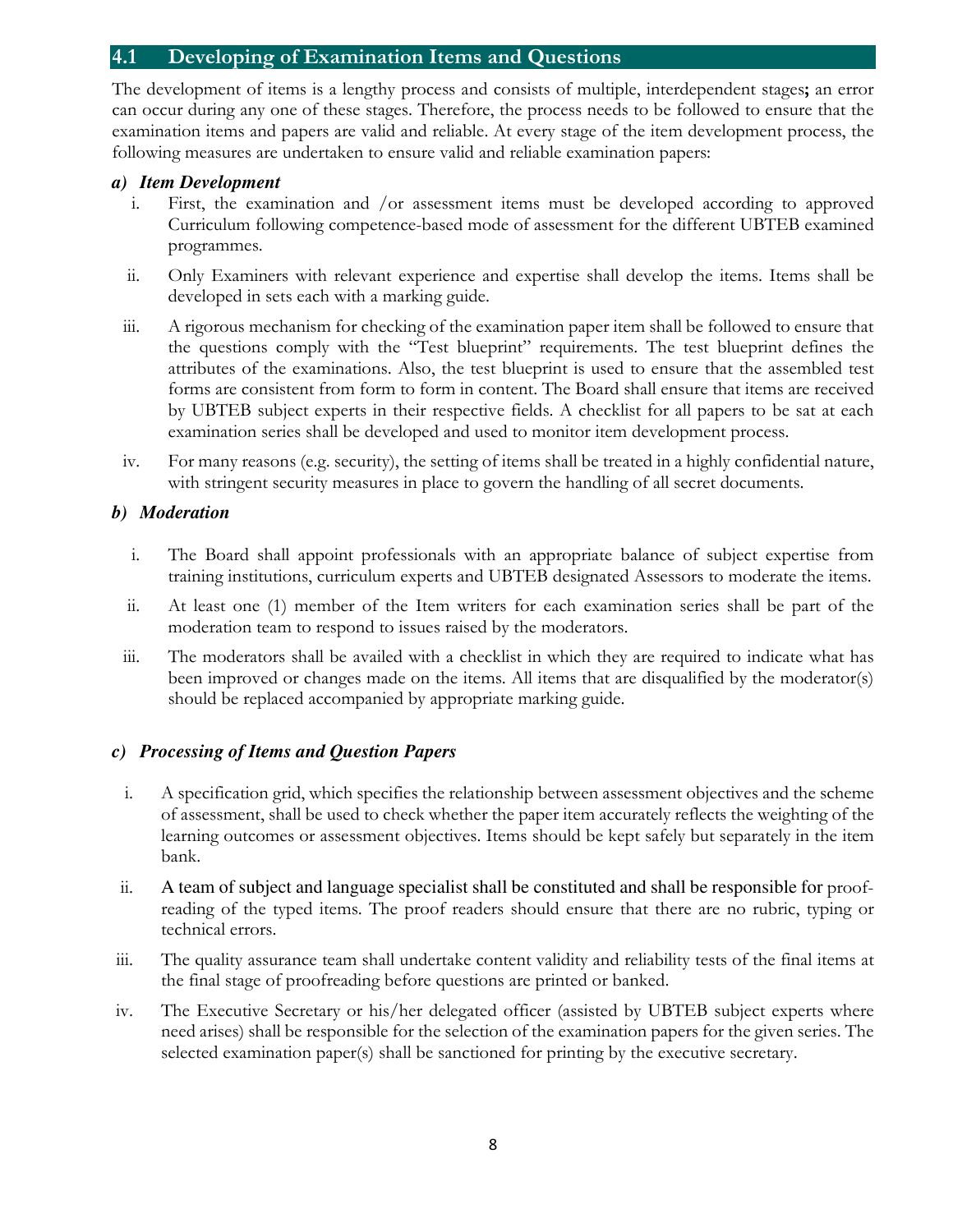## 4.1 Developing of Examination Items and Questions

The development of items is a lengthy process and consists of multiple, interdependent stages**;** an error can occur during any one of these stages. Therefore, the process needs to be followed to ensure that the examination items and papers are valid and reliable. At every stage of the item development process, the following measures are undertaken to ensure valid and reliable examination papers:

***a) Item Development***

i. First, the examination and /or assessment items must be developed according to approved Curriculum following competence-based mode of assessment for the different UBTEB examined programmes.

ii. Only Examiners with relevant experience and expertise shall develop the items. Items shall be developed in sets each with a marking guide.

iii. A rigorous mechanism for checking of the examination paper item shall be followed to ensure that the questions comply with the "Test blueprint" requirements. The test blueprint defines the attributes of the examinations. Also, the test blueprint is used to ensure that the assembled test forms are consistent from form to form in content. The Board shall ensure that items are received by UBTEB subject experts in their respective fields. A checklist for all papers to be sat at each examination series shall be developed and used to monitor item development process.

iv. For many reasons (e.g. security), the setting of items shall be treated in a highly confidential nature, with stringent security measures in place to govern the handling of all secret documents.

***b) Moderation***

i. The Board shall appoint professionals with an appropriate balance of subject expertise from training institutions, curriculum experts and UBTEB designated Assessors to moderate the items.

ii. At least one (1) member of the Item writers for each examination series shall be part of the moderation team to respond to issues raised by the moderators.

iii. The moderators shall be availed with a checklist in which they are required to indicate what has been improved or changes made on the items. All items that are disqualified by the moderator(s) should be replaced accompanied by appropriate marking guide.

***c) Processing of Items and Question Papers***

i. A specification grid, which specifies the relationship between assessment objectives and the scheme of assessment, shall be used to check whether the paper item accurately reflects the weighting of the learning outcomes or assessment objectives. Items should be kept safely but separately in the item bank.

ii. A team of subject and language specialist shall be constituted and shall be responsible for proof-reading of the typed items. The proof readers should ensure that there are no rubric, typing or technical errors.

iii. The quality assurance team shall undertake content validity and reliability tests of the final items at the final stage of proofreading before questions are printed or banked.

iv. The Executive Secretary or his/her delegated officer (assisted by UBTEB subject experts where need arises) shall be responsible for the selection of the examination papers for the given series. The selected examination paper(s) shall be sanctioned for printing by the executive secretary.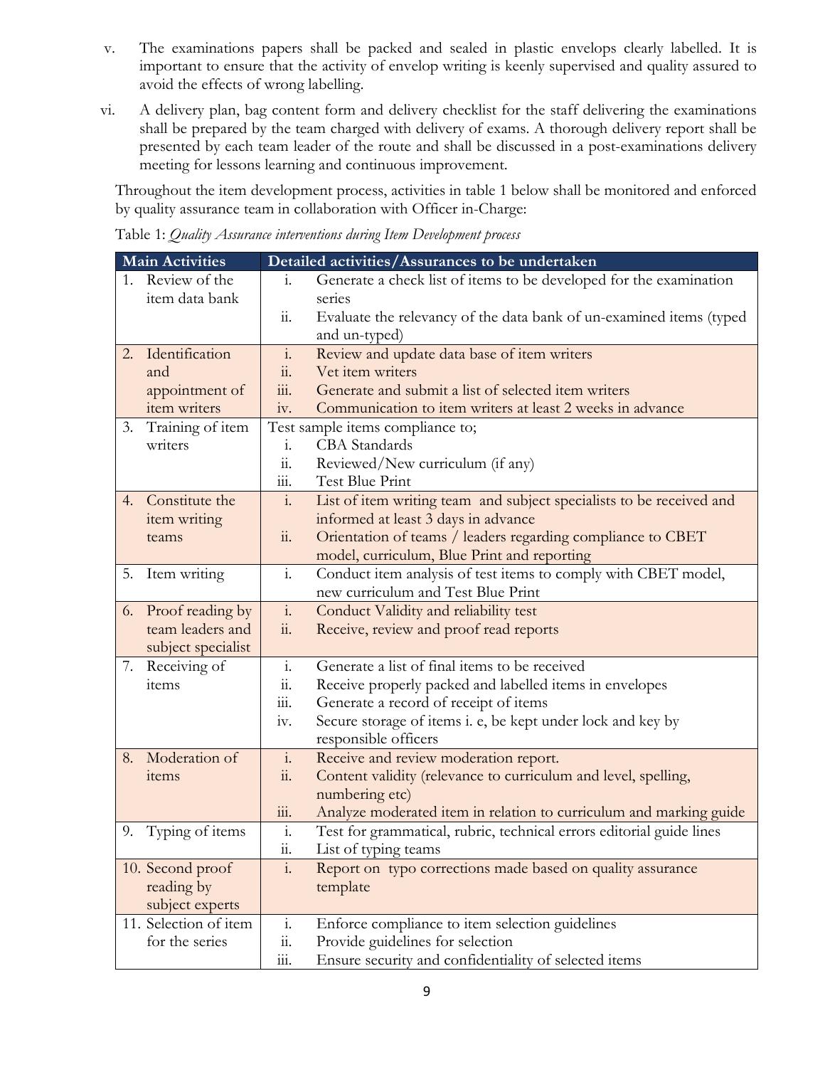v. The examinations papers shall be packed and sealed in plastic envelops clearly labelled. It is important to ensure that the activity of envelop writing is keenly supervised and quality assured to avoid the effects of wrong labelling.

vi. A delivery plan, bag content form and delivery checklist for the staff delivering the examinations shall be prepared by the team charged with delivery of exams. A thorough delivery report shall be presented by each team leader of the route and shall be discussed in a post-examinations delivery meeting for lessons learning and continuous improvement.

Throughout the item development process, activities in table 1 below shall be monitored and enforced by quality assurance team in collaboration with Officer in-Charge:

Table 1: *Quality Assurance interventions during Item Development process*

| Main Activities | Detailed activities/Assurances to be undertaken |
|---|---|
| 1. Review of the item data bank | i. Generate a check list of items to be developed for the examination series<br>ii. Evaluate the relevancy of the data bank of un-examined items (typed and un-typed) |
| 2. Identification and appointment of item writers | i. Review and update data base of item writers<br>ii. Vet item writers<br>iii. Generate and submit a list of selected item writers<br>iv. Communication to item writers at least 2 weeks in advance |
| 3. Training of item writers | Test sample items compliance to;<br>i. CBA Standards<br>ii. Reviewed/New curriculum (if any)<br>iii. Test Blue Print |
| 4. Constitute the item writing teams | i. List of item writing team and subject specialists to be received and informed at least 3 days in advance<br>ii. Orientation of teams / leaders regarding compliance to CBET model, curriculum, Blue Print and reporting |
| 5. Item writing | i. Conduct item analysis of test items to comply with CBET model, new curriculum and Test Blue Print |
| 6. Proof reading by team leaders and subject specialist | i. Conduct Validity and reliability test<br>ii. Receive, review and proof read reports |
| 7. Receiving of items | i. Generate a list of final items to be received<br>ii. Receive properly packed and labelled items in envelopes<br>iii. Generate a record of receipt of items<br>iv. Secure storage of items i. e, be kept under lock and key by responsible officers |
| 8. Moderation of items | i. Receive and review moderation report.<br>ii. Content validity (relevance to curriculum and level, spelling, numbering etc)<br>iii. Analyze moderated item in relation to curriculum and marking guide |
| 9. Typing of items | i. Test for grammatical, rubric, technical errors editorial guide lines<br>ii. List of typing teams |
| 10. Second proof reading by subject experts | i. Report on typo corrections made based on quality assurance template |
| 11. Selection of item for the series | i. Enforce compliance to item selection guidelines<br>ii. Provide guidelines for selection<br>iii. Ensure security and confidentiality of selected items |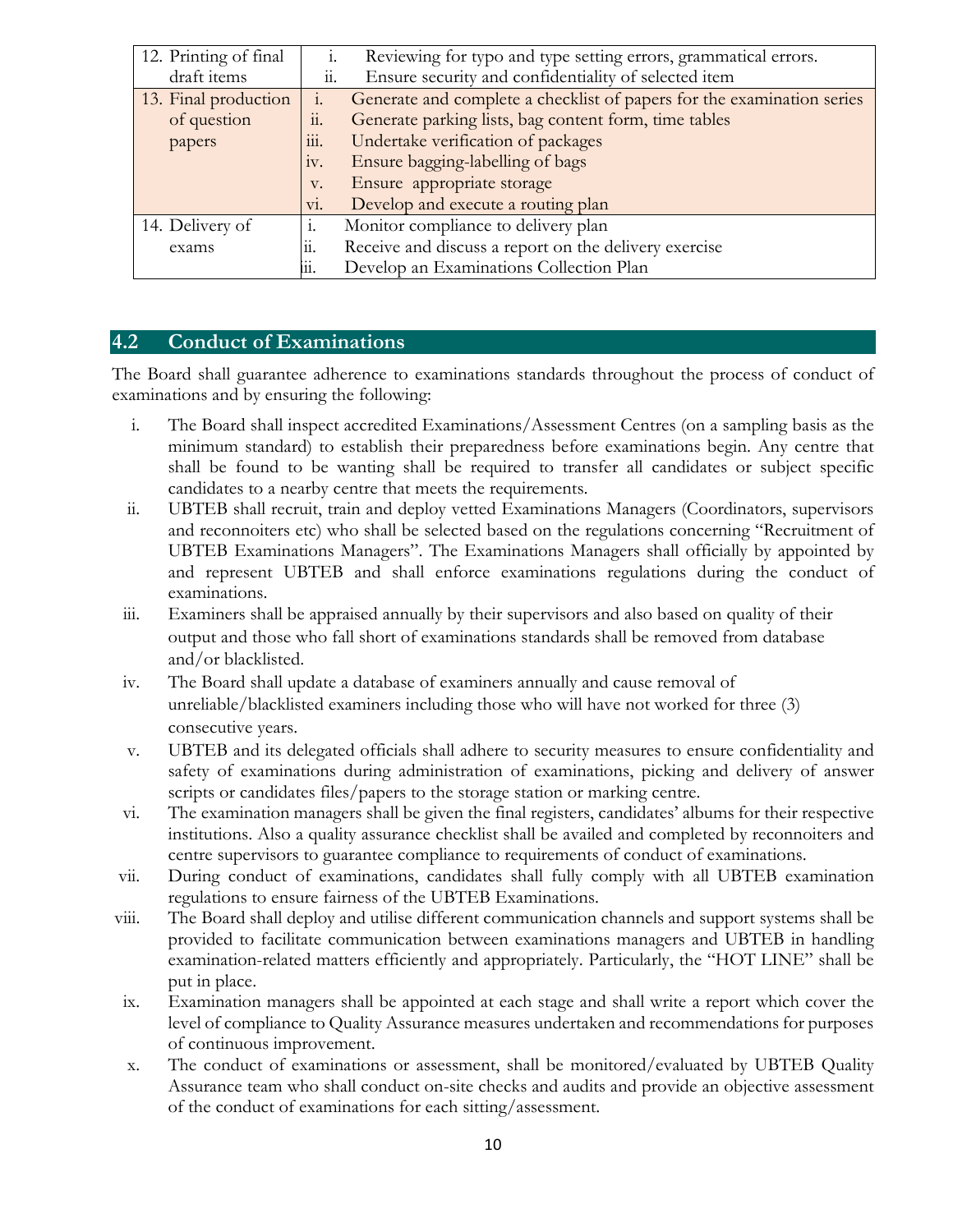| | |
|---|---|
| 12. Printing of final draft items | i. Reviewing for typo and type setting errors, grammatical errors.<br>ii. Ensure security and confidentiality of selected item |
| 13. Final production of question papers | i. Generate and complete a checklist of papers for the examination series<br>ii. Generate parking lists, bag content form, time tables<br>iii. Undertake verification of packages<br>iv. Ensure bagging-labelling of bags<br>v. Ensure appropriate storage<br>vi. Develop and execute a routing plan |
| 14. Delivery of exams | i. Monitor compliance to delivery plan<br>ii. Receive and discuss a report on the delivery exercise<br>iii. Develop an Examinations Collection Plan |

## 4.2 Conduct of Examinations

The Board shall guarantee adherence to examinations standards throughout the process of conduct of examinations and by ensuring the following:

i. The Board shall inspect accredited Examinations/Assessment Centres (on a sampling basis as the minimum standard) to establish their preparedness before examinations begin. Any centre that shall be found to be wanting shall be required to transfer all candidates or subject specific candidates to a nearby centre that meets the requirements.

ii. UBTEB shall recruit, train and deploy vetted Examinations Managers (Coordinators, supervisors and reconnoiters etc) who shall be selected based on the regulations concerning "Recruitment of UBTEB Examinations Managers". The Examinations Managers shall officially by appointed by and represent UBTEB and shall enforce examinations regulations during the conduct of examinations.

iii. Examiners shall be appraised annually by their supervisors and also based on quality of their output and those who fall short of examinations standards shall be removed from database and/or blacklisted.

iv. The Board shall update a database of examiners annually and cause removal of unreliable/blacklisted examiners including those who will have not worked for three (3) consecutive years.

v. UBTEB and its delegated officials shall adhere to security measures to ensure confidentiality and safety of examinations during administration of examinations, picking and delivery of answer scripts or candidates files/papers to the storage station or marking centre.

vi. The examination managers shall be given the final registers, candidates' albums for their respective institutions. Also a quality assurance checklist shall be availed and completed by reconnoiters and centre supervisors to guarantee compliance to requirements of conduct of examinations.

vii. During conduct of examinations, candidates shall fully comply with all UBTEB examination regulations to ensure fairness of the UBTEB Examinations.

viii. The Board shall deploy and utilise different communication channels and support systems shall be provided to facilitate communication between examinations managers and UBTEB in handling examination-related matters efficiently and appropriately. Particularly, the "HOT LINE" shall be put in place.

ix. Examination managers shall be appointed at each stage and shall write a report which cover the level of compliance to Quality Assurance measures undertaken and recommendations for purposes of continuous improvement.

x. The conduct of examinations or assessment, shall be monitored/evaluated by UBTEB Quality Assurance team who shall conduct on-site checks and audits and provide an objective assessment of the conduct of examinations for each sitting/assessment.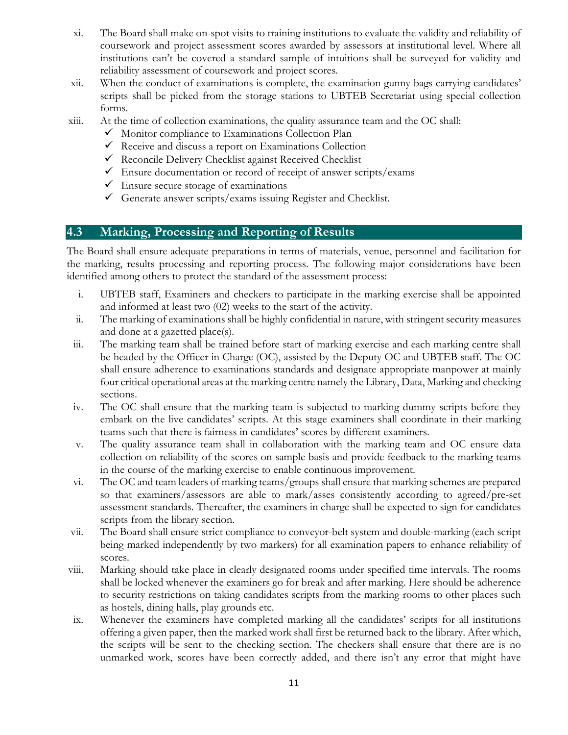xi. The Board shall make on-spot visits to training institutions to evaluate the validity and reliability of coursework and project assessment scores awarded by assessors at institutional level. Where all institutions can't be covered a standard sample of intuitions shall be surveyed for validity and reliability assessment of coursework and project scores.

xii. When the conduct of examinations is complete, the examination gunny bags carrying candidates' scripts shall be picked from the storage stations to UBTEB Secretariat using special collection forms.

xiii. At the time of collection examinations, the quality assurance team and the OC shall:
   - ✓ Monitor compliance to Examinations Collection Plan
   - ✓ Receive and discuss a report on Examinations Collection
   - ✓ Reconcile Delivery Checklist against Received Checklist
   - ✓ Ensure documentation or record of receipt of answer scripts/exams
   - ✓ Ensure secure storage of examinations
   - ✓ Generate answer scripts/exams issuing Register and Checklist.

## 4.3 Marking, Processing and Reporting of Results

The Board shall ensure adequate preparations in terms of materials, venue, personnel and facilitation for the marking, results processing and reporting process. The following major considerations have been identified among others to protect the standard of the assessment process:

i. UBTEB staff, Examiners and checkers to participate in the marking exercise shall be appointed and informed at least two (02) weeks to the start of the activity.

ii. The marking of examinations shall be highly confidential in nature, with stringent security measures and done at a gazetted place(s).

iii. The marking team shall be trained before start of marking exercise and each marking centre shall be headed by the Officer in Charge (OC), assisted by the Deputy OC and UBTEB staff. The OC shall ensure adherence to examinations standards and designate appropriate manpower at mainly four critical operational areas at the marking centre namely the Library, Data, Marking and checking sections.

iv. The OC shall ensure that the marking team is subjected to marking dummy scripts before they embark on the live candidates' scripts. At this stage examiners shall coordinate in their marking teams such that there is fairness in candidates' scores by different examiners.

v. The quality assurance team shall in collaboration with the marking team and OC ensure data collection on reliability of the scores on sample basis and provide feedback to the marking teams in the course of the marking exercise to enable continuous improvement.

vi. The OC and team leaders of marking teams/groups shall ensure that marking schemes are prepared so that examiners/assessors are able to mark/asses consistently according to agreed/pre-set assessment standards. Thereafter, the examiners in charge shall be expected to sign for candidates scripts from the library section.

vii. The Board shall ensure strict compliance to conveyor-belt system and double-marking (each script being marked independently by two markers) for all examination papers to enhance reliability of scores.

viii. Marking should take place in clearly designated rooms under specified time intervals. The rooms shall be locked whenever the examiners go for break and after marking. Here should be adherence to security restrictions on taking candidates scripts from the marking rooms to other places such as hostels, dining halls, play grounds etc.

ix. Whenever the examiners have completed marking all the candidates' scripts for all institutions offering a given paper, then the marked work shall first be returned back to the library. After which, the scripts will be sent to the checking section. The checkers shall ensure that there are is no unmarked work, scores have been correctly added, and there isn't any error that might have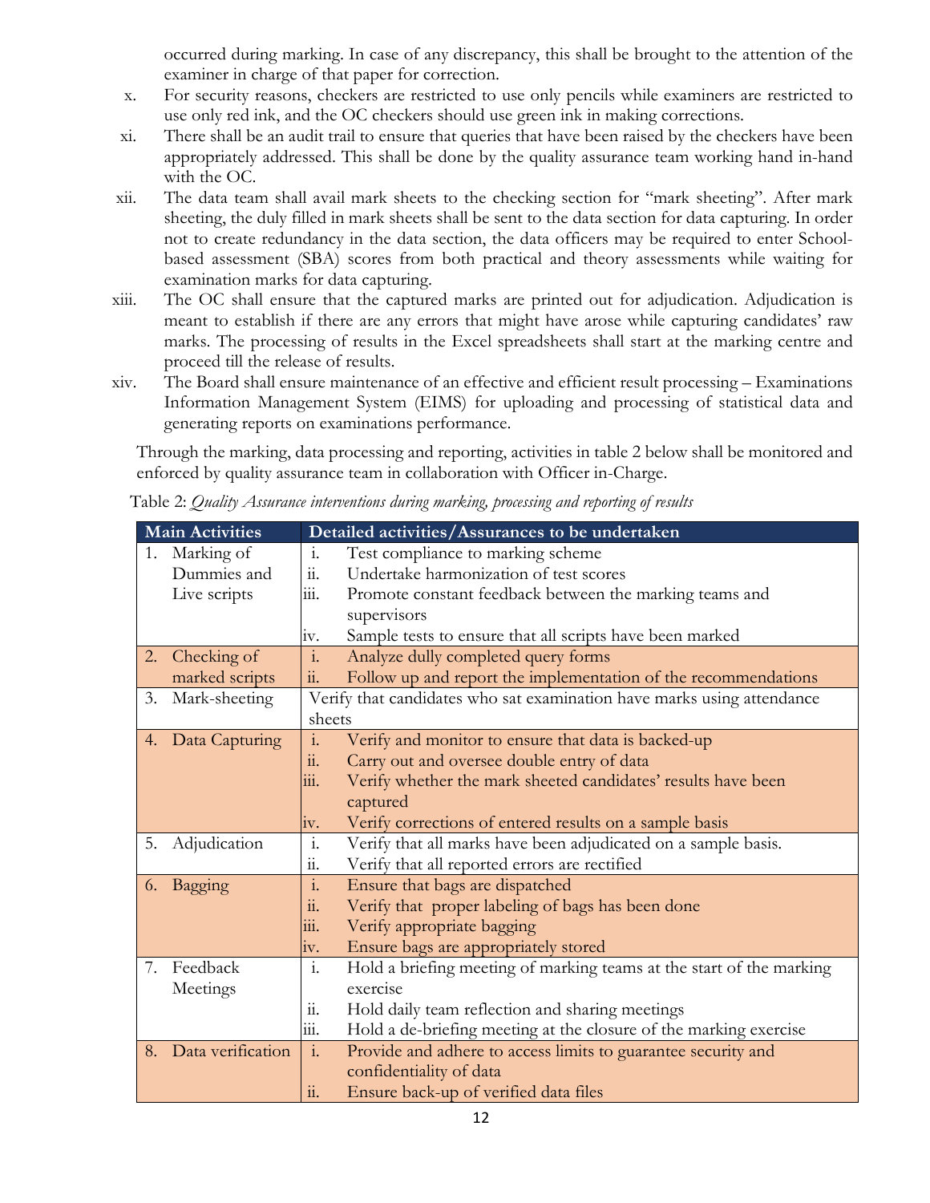occurred during marking. In case of any discrepancy, this shall be brought to the attention of the examiner in charge of that paper for correction.

x. For security reasons, checkers are restricted to use only pencils while examiners are restricted to use only red ink, and the OC checkers should use green ink in making corrections.

xi. There shall be an audit trail to ensure that queries that have been raised by the checkers have been appropriately addressed. This shall be done by the quality assurance team working hand in-hand with the OC.

xii. The data team shall avail mark sheets to the checking section for "mark sheeting". After mark sheeting, the duly filled in mark sheets shall be sent to the data section for data capturing. In order not to create redundancy in the data section, the data officers may be required to enter School-based assessment (SBA) scores from both practical and theory assessments while waiting for examination marks for data capturing.

xiii. The OC shall ensure that the captured marks are printed out for adjudication. Adjudication is meant to establish if there are any errors that might have arose while capturing candidates' raw marks. The processing of results in the Excel spreadsheets shall start at the marking centre and proceed till the release of results.

xiv. The Board shall ensure maintenance of an effective and efficient result processing – Examinations Information Management System (EIMS) for uploading and processing of statistical data and generating reports on examinations performance.

Through the marking, data processing and reporting, activities in table 2 below shall be monitored and enforced by quality assurance team in collaboration with Officer in-Charge.

Table 2: *Quality Assurance interventions during marking, processing and reporting of results*

| Main Activities | Detailed activities/Assurances to be undertaken |
|---|---|
| 1. Marking of Dummies and Live scripts | i. Test compliance to marking scheme<br>ii. Undertake harmonization of test scores<br>iii. Promote constant feedback between the marking teams and supervisors<br>iv. Sample tests to ensure that all scripts have been marked |
| 2. Checking of marked scripts | i. Analyze dully completed query forms<br>ii. Follow up and report the implementation of the recommendations |
| 3. Mark-sheeting | Verify that candidates who sat examination have marks using attendance sheets |
| 4. Data Capturing | i. Verify and monitor to ensure that data is backed-up<br>ii. Carry out and oversee double entry of data<br>iii. Verify whether the mark sheeted candidates' results have been captured<br>iv. Verify corrections of entered results on a sample basis |
| 5. Adjudication | i. Verify that all marks have been adjudicated on a sample basis.<br>ii. Verify that all reported errors are rectified |
| 6. Bagging | i. Ensure that bags are dispatched<br>ii. Verify that proper labeling of bags has been done<br>iii. Verify appropriate bagging<br>iv. Ensure bags are appropriately stored |
| 7. Feedback Meetings | i. Hold a briefing meeting of marking teams at the start of the marking exercise<br>ii. Hold daily team reflection and sharing meetings<br>iii. Hold a de-briefing meeting at the closure of the marking exercise |
| 8. Data verification | i. Provide and adhere to access limits to guarantee security and confidentiality of data<br>ii. Ensure back-up of verified data files |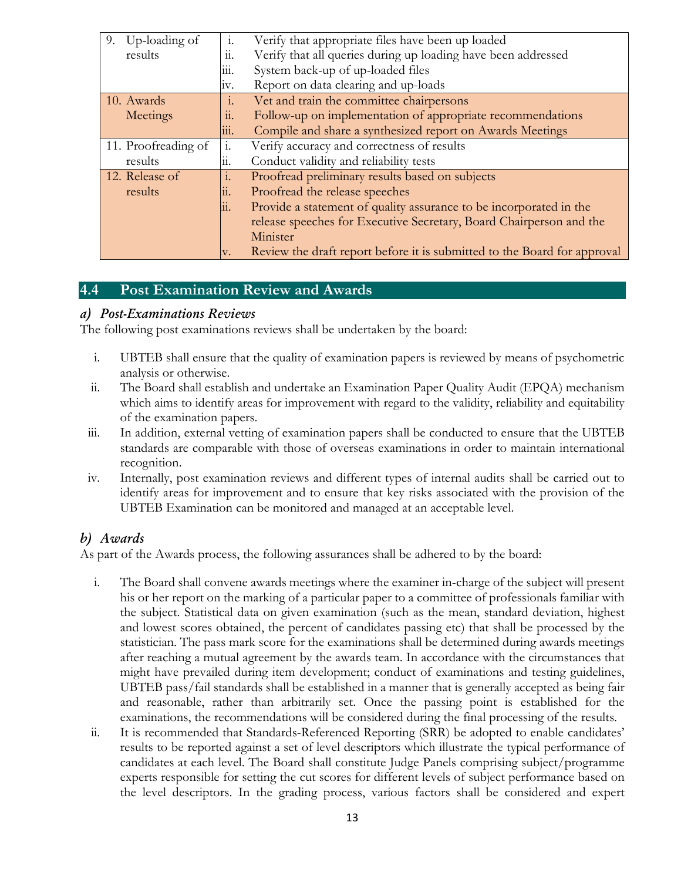| | |
|---|---|
| 9. Up-loading of results | i. Verify that appropriate files have been up loaded<br>ii. Verify that all queries during up loading have been addressed<br>iii. System back-up of up-loaded files<br>iv. Report on data clearing and up-loads |
| 10. Awards Meetings | i. Vet and train the committee chairpersons<br>ii. Follow-up on implementation of appropriate recommendations<br>iii. Compile and share a synthesized report on Awards Meetings |
| 11. Proofreading of results | i. Verify accuracy and correctness of results<br>ii. Conduct validity and reliability tests |
| 12. Release of results | i. Proofread preliminary results based on subjects<br>ii. Proofread the release speeches<br>iii. Provide a statement of quality assurance to be incorporated in the release speeches for Executive Secretary, Board Chairperson and the Minister<br>v. Review the draft report before it is submitted to the Board for approval |

## 4.4 Post Examination Review and Awards

### *a) Post-Examinations Reviews*

The following post examinations reviews shall be undertaken by the board:

i. UBTEB shall ensure that the quality of examination papers is reviewed by means of psychometric analysis or otherwise.

ii. The Board shall establish and undertake an Examination Paper Quality Audit (EPQA) mechanism which aims to identify areas for improvement with regard to the validity, reliability and equitability of the examination papers.

iii. In addition, external vetting of examination papers shall be conducted to ensure that the UBTEB standards are comparable with those of overseas examinations in order to maintain international recognition.

iv. Internally, post examination reviews and different types of internal audits shall be carried out to identify areas for improvement and to ensure that key risks associated with the provision of the UBTEB Examination can be monitored and managed at an acceptable level.

### *b) Awards*

As part of the Awards process, the following assurances shall be adhered to by the board:

i. The Board shall convene awards meetings where the examiner in-charge of the subject will present his or her report on the marking of a particular paper to a committee of professionals familiar with the subject. Statistical data on given examination (such as the mean, standard deviation, highest and lowest scores obtained, the percent of candidates passing etc) that shall be processed by the statistician. The pass mark score for the examinations shall be determined during awards meetings after reaching a mutual agreement by the awards team. In accordance with the circumstances that might have prevailed during item development; conduct of examinations and testing guidelines, UBTEB pass/fail standards shall be established in a manner that is generally accepted as being fair and reasonable, rather than arbitrarily set. Once the passing point is established for the examinations, the recommendations will be considered during the final processing of the results.

ii. It is recommended that Standards-Referenced Reporting (SRR) be adopted to enable candidates' results to be reported against a set of level descriptors which illustrate the typical performance of candidates at each level. The Board shall constitute Judge Panels comprising subject/programme experts responsible for setting the cut scores for different levels of subject performance based on the level descriptors. In the grading process, various factors shall be considered and expert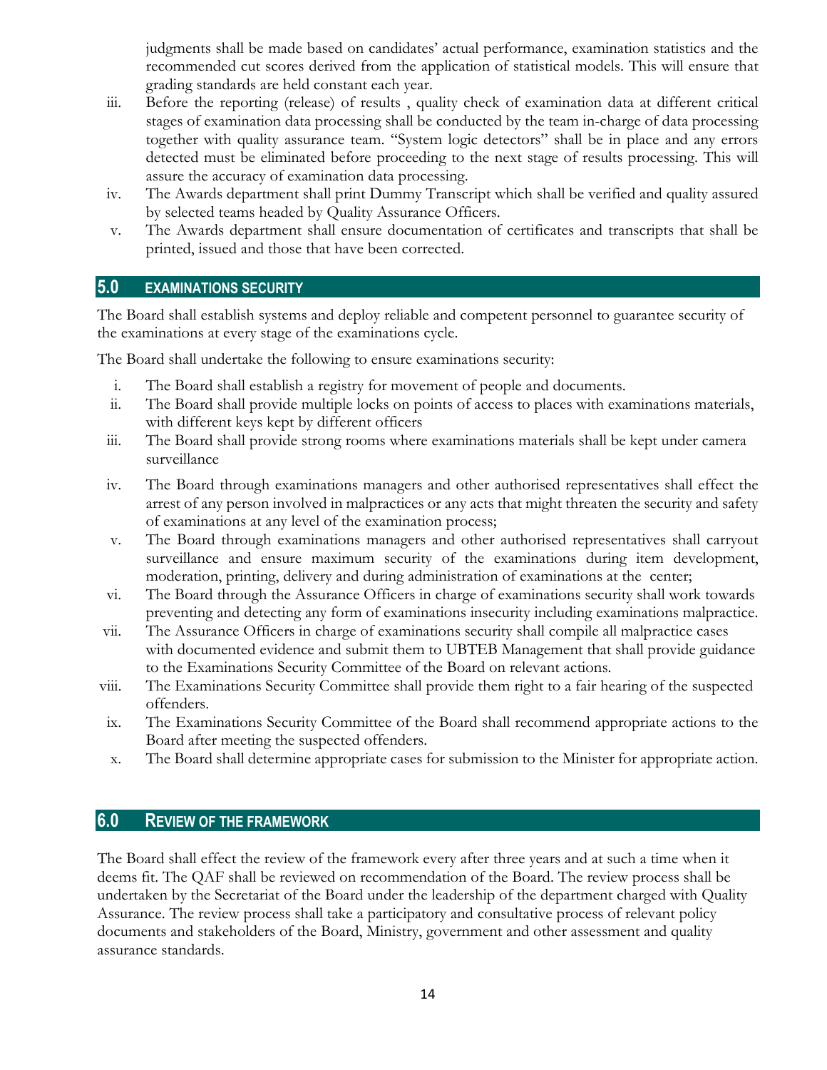judgments shall be made based on candidates' actual performance, examination statistics and the recommended cut scores derived from the application of statistical models. This will ensure that grading standards are held constant each year.

iii. Before the reporting (release) of results , quality check of examination data at different critical stages of examination data processing shall be conducted by the team in-charge of data processing together with quality assurance team. "System logic detectors" shall be in place and any errors detected must be eliminated before proceeding to the next stage of results processing. This will assure the accuracy of examination data processing.

iv. The Awards department shall print Dummy Transcript which shall be verified and quality assured by selected teams headed by Quality Assurance Officers.

v. The Awards department shall ensure documentation of certificates and transcripts that shall be printed, issued and those that have been corrected.

## 5.0 EXAMINATIONS SECURITY

The Board shall establish systems and deploy reliable and competent personnel to guarantee security of the examinations at every stage of the examinations cycle.

The Board shall undertake the following to ensure examinations security:

i. The Board shall establish a registry for movement of people and documents.

ii. The Board shall provide multiple locks on points of access to places with examinations materials, with different keys kept by different officers

iii. The Board shall provide strong rooms where examinations materials shall be kept under camera surveillance

iv. The Board through examinations managers and other authorised representatives shall effect the arrest of any person involved in malpractices or any acts that might threaten the security and safety of examinations at any level of the examination process;

v. The Board through examinations managers and other authorised representatives shall carryout surveillance and ensure maximum security of the examinations during item development, moderation, printing, delivery and during administration of examinations at the center;

vi. The Board through the Assurance Officers in charge of examinations security shall work towards preventing and detecting any form of examinations insecurity including examinations malpractice.

vii. The Assurance Officers in charge of examinations security shall compile all malpractice cases with documented evidence and submit them to UBTEB Management that shall provide guidance to the Examinations Security Committee of the Board on relevant actions.

viii. The Examinations Security Committee shall provide them right to a fair hearing of the suspected offenders.

ix. The Examinations Security Committee of the Board shall recommend appropriate actions to the Board after meeting the suspected offenders.

x. The Board shall determine appropriate cases for submission to the Minister for appropriate action.

## 6.0 REVIEW OF THE FRAMEWORK

The Board shall effect the review of the framework every after three years and at such a time when it deems fit. The QAF shall be reviewed on recommendation of the Board. The review process shall be undertaken by the Secretariat of the Board under the leadership of the department charged with Quality Assurance. The review process shall take a participatory and consultative process of relevant policy documents and stakeholders of the Board, Ministry, government and other assessment and quality assurance standards.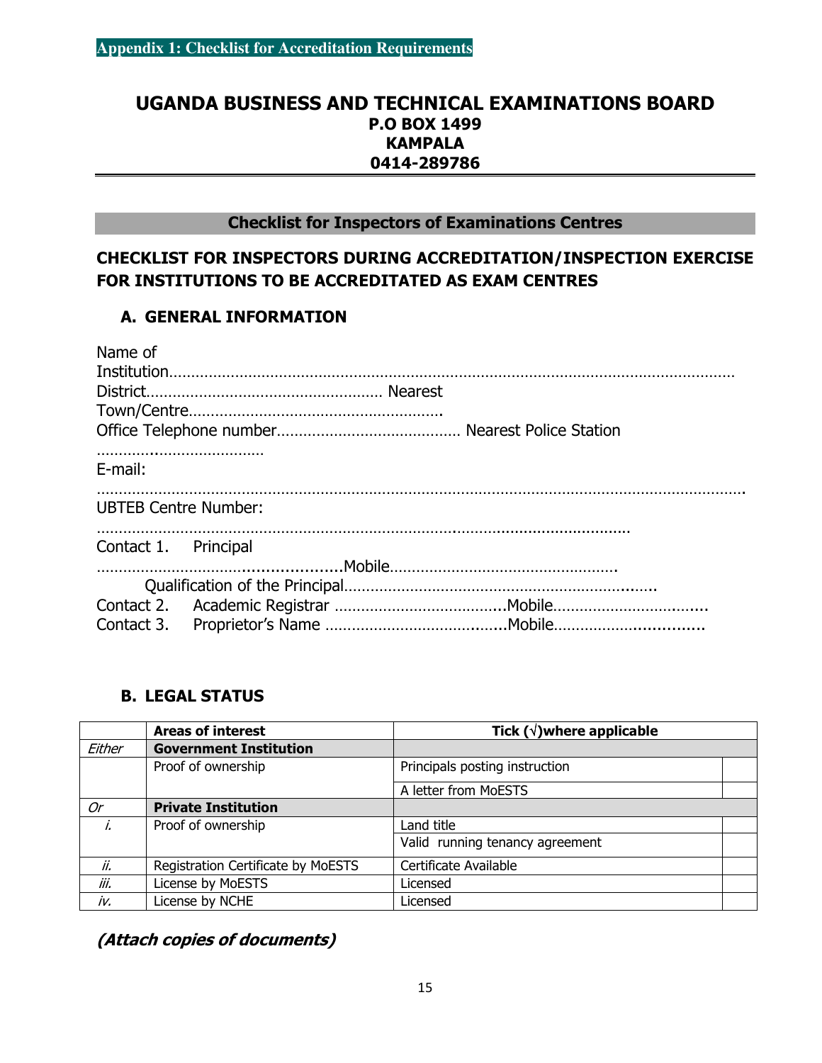**Appendix 1: Checklist for Accreditation Requirements**

# UGANDA BUSINESS AND TECHNICAL EXAMINATIONS BOARD
**P.O BOX 1499**
**KAMPALA**
**0414-289786**

---

**Checklist for Inspectors of Examinations Centres**

## CHECKLIST FOR INSPECTORS DURING ACCREDITATION/INSPECTION EXERCISE FOR INSTITUTIONS TO BE ACCREDITATED AS EXAM CENTRES

### A. GENERAL INFORMATION

Name of Institution……………………………………………………………………………………………………………
District……………………………………………… Nearest Town/Centre…………………………………………………
Office Telephone number…………………………………… Nearest Police Station ………………………………
E-mail: ……………………………………………………………………………………………………………………………
UBTEB Centre Number: ……………………………………………………………………………………………………
Contact 1. Principal ………………………………………………Mobile……………………………………………
Qualification of the Principal………………………………………………………………
Contact 2. Academic Registrar ………………………………..Mobile………………………………
Contact 3. Proprietor's Name ………………………………….Mobile………………………………

### B. LEGAL STATUS

| | Areas of interest | Tick (√)where applicable | |
|---|---|---|---|
| *Either* | **Government Institution** | | |
| | Proof of ownership | Principals posting instruction | |
| | | A letter from MoESTS | |
| *Or* | **Private Institution** | | |
| *i.* | Proof of ownership | Land title | |
| | | Valid running tenancy agreement | |
| *ii.* | Registration Certificate by MoESTS | Certificate Available | |
| *iii.* | License by MoESTS | Licensed | |
| *iv.* | License by NCHE | Licensed | |

***(Attach copies of documents)***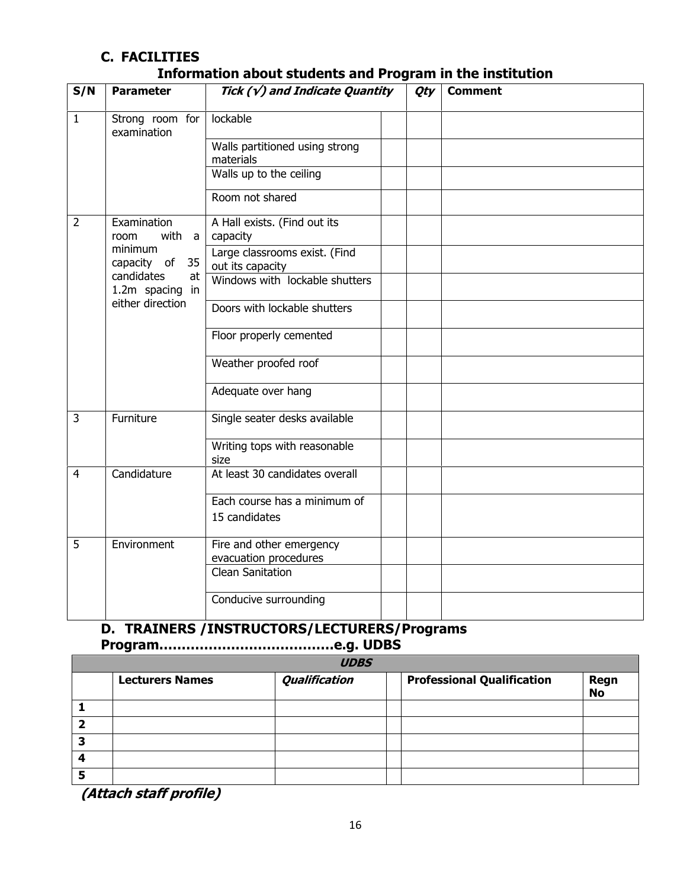## C. FACILITIES

### Information about students and Program in the institution

| S/N | Parameter | *Tick (√) and Indicate Quantity* | | *Qty* | Comment |
|---|---|---|---|---|---|
| 1 | Strong room for examination | lockable | | | |
| | | Walls partitioned using strong materials | | | |
| | | Walls up to the ceiling | | | |
| | | Room not shared | | | |
| 2 | Examination room with a minimum capacity of 35 candidates at 1.2m spacing in either direction | A Hall exists. (Find out its capacity | | | |
| | | Large classrooms exist. (Find out its capacity | | | |
| | | Windows with lockable shutters | | | |
| | | Doors with lockable shutters | | | |
| | | Floor properly cemented | | | |
| | | Weather proofed roof | | | |
| | | Adequate over hang | | | |
| 3 | Furniture | Single seater desks available | | | |
| | | Writing tops with reasonable size | | | |
| 4 | Candidature | At least 30 candidates overall | | | |
| | | Each course has a minimum of 15 candidates | | | |
| 5 | Environment | Fire and other emergency evacuation procedures | | | |
| | | Clean Sanitation | | | |
| | | Conducive surrounding | | | |

## D. TRAINERS /INSTRUCTORS/LECTURERS/Programs

**Program………………………………e.g. UDBS**

| | ***UDBS*** | | | | |
|---|---|---|---|---|---|
| | **Lecturers Names** | ***Qualification*** | | **Professional Qualification** | **Regn No** |
| **1** | | | | | |
| **2** | | | | | |
| **3** | | | | | |
| **4** | | | | | |
| **5** | | | | | |

***(Attach staff profile)***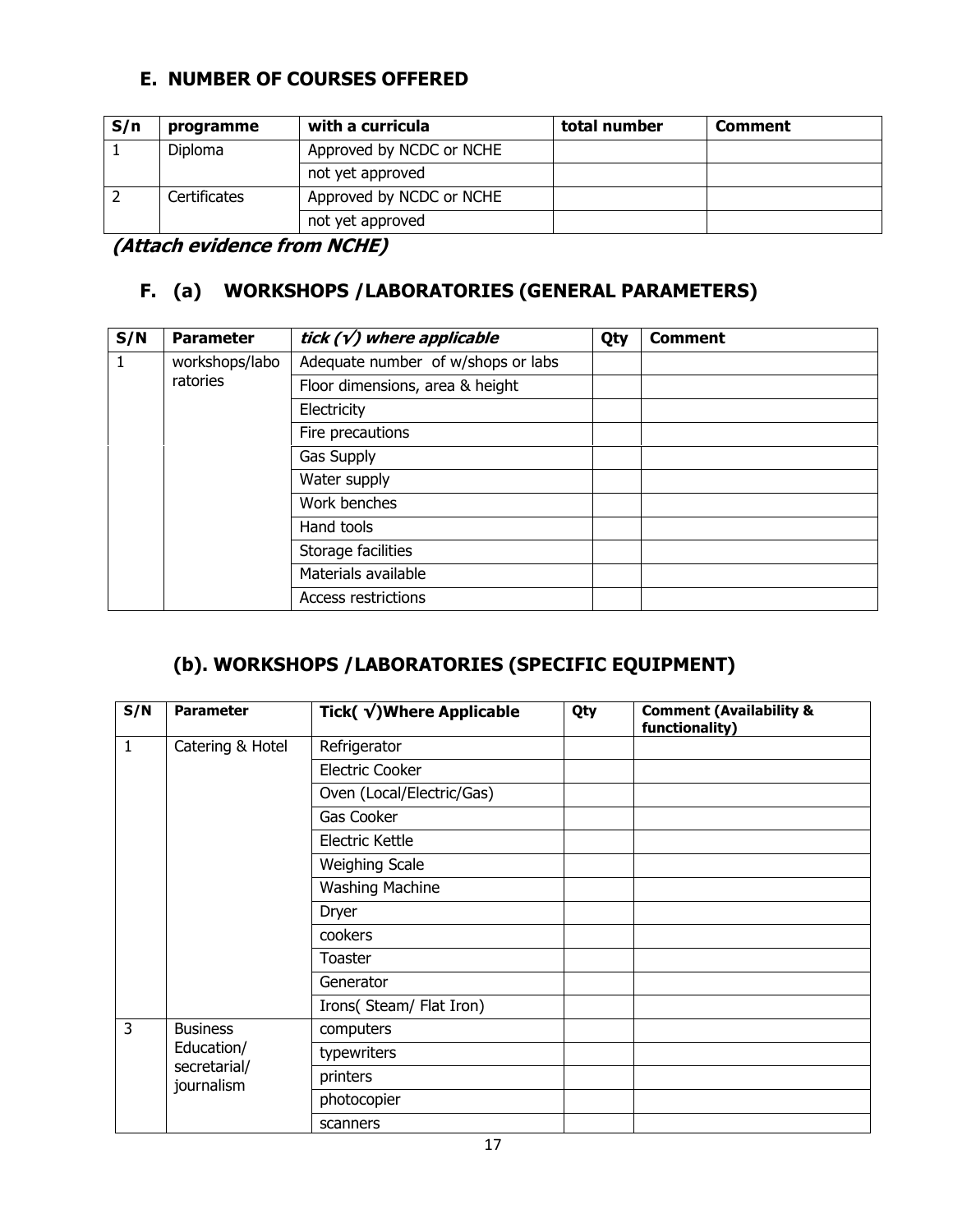## E. NUMBER OF COURSES OFFERED

| S/n | programme | with a curricula | total number | Comment |
|---|---|---|---|---|
| 1 | Diploma | Approved by NCDC or NCHE | | |
| | | not yet approved | | |
| 2 | Certificates | Approved by NCDC or NCHE | | |
| | | not yet approved | | |

***(Attach evidence from NCHE)***

## F. (a) WORKSHOPS /LABORATORIES (GENERAL PARAMETERS)

| S/N | Parameter | *tick (√) where applicable* | Qty | Comment |
|---|---|---|---|---|
| 1 | workshops/laboratories | Adequate number of w/shops or labs | | |
| | | Floor dimensions, area & height | | |
| | | Electricity | | |
| | | Fire precautions | | |
| | | Gas Supply | | |
| | | Water supply | | |
| | | Work benches | | |
| | | Hand tools | | |
| | | Storage facilities | | |
| | | Materials available | | |
| | | Access restrictions | | |

## (b). WORKSHOPS /LABORATORIES (SPECIFIC EQUIPMENT)

| S/N | Parameter | Tick( √)Where Applicable | Qty | Comment (Availability & functionality) |
|---|---|---|---|---|
| 1 | Catering & Hotel | Refrigerator | | |
| | | Electric Cooker | | |
| | | Oven (Local/Electric/Gas) | | |
| | | Gas Cooker | | |
| | | Electric Kettle | | |
| | | Weighing Scale | | |
| | | Washing Machine | | |
| | | Dryer | | |
| | | cookers | | |
| | | Toaster | | |
| | | Generator | | |
| | | Irons( Steam/ Flat Iron) | | |
| 3 | Business Education/ secretarial/ journalism | computers | | |
| | | typewriters | | |
| | | printers | | |
| | | photocopier | | |
| | | scanners | | |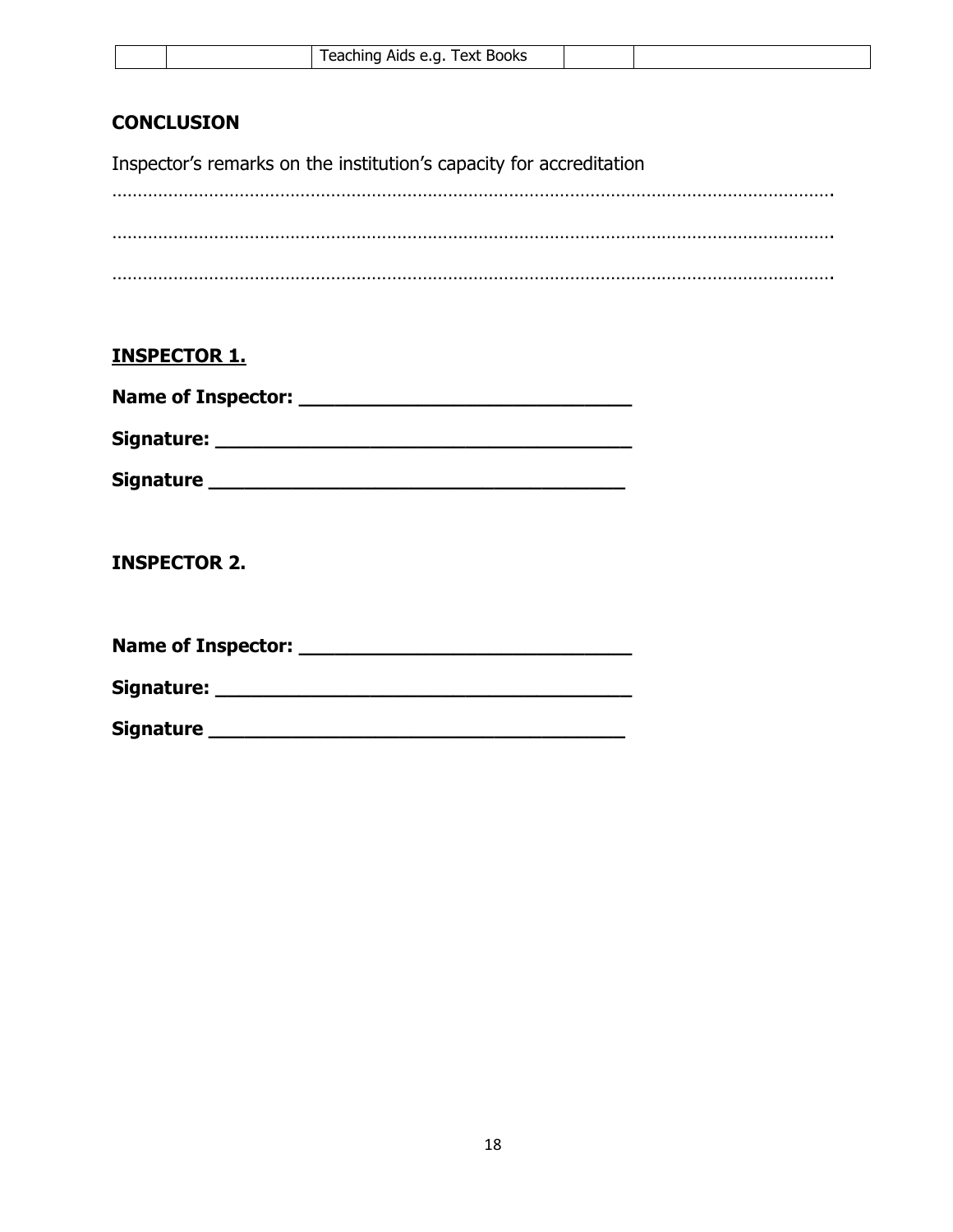| | | Teaching Aids e.g. Text Books | | |
|---|---|---|---|---|

**CONCLUSION**

Inspector's remarks on the institution's capacity for accreditation

…………………………………………………………………………………………………………………………….

…………………………………………………………………………………………………………………………….

…………………………………………………………………………………………………………………………….

**INSPECTOR 1.**

**Name of Inspector: ______________________________**

**Signature: _____________________________________**

**Signature _____________________________________**

**INSPECTOR 2.**

**Name of Inspector: ______________________________**

**Signature: _____________________________________**

**Signature _____________________________________**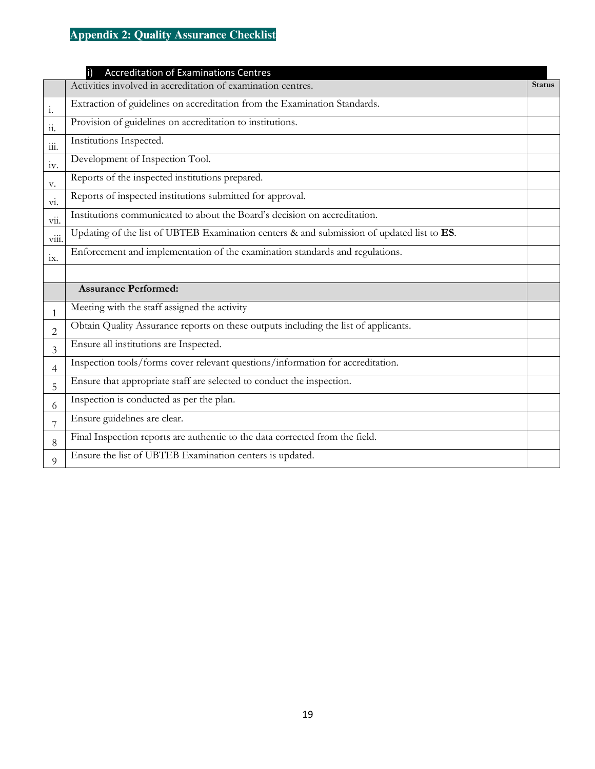## Appendix 2: Quality Assurance Checklist

| i) Accreditation of Examinations Centres | | |
|---|---|---|
| | Activities involved in accreditation of examination centres. | **Status** |
| i. | Extraction of guidelines on accreditation from the Examination Standards. | |
| ii. | Provision of guidelines on accreditation to institutions. | |
| iii. | Institutions Inspected. | |
| iv. | Development of Inspection Tool. | |
| v. | Reports of the inspected institutions prepared. | |
| vi. | Reports of inspected institutions submitted for approval. | |
| vii. | Institutions communicated to about the Board's decision on accreditation. | |
| viii. | Updating of the list of UBTEB Examination centers & and submission of updated list to **ES**. | |
| ix. | Enforcement and implementation of the examination standards and regulations. | |
| | | |
| | **Assurance Performed:** | |
| 1 | Meeting with the staff assigned the activity | |
| 2 | Obtain Quality Assurance reports on these outputs including the list of applicants. | |
| 3 | Ensure all institutions are Inspected. | |
| 4 | Inspection tools/forms cover relevant questions/information for accreditation. | |
| 5 | Ensure that appropriate staff are selected to conduct the inspection. | |
| 6 | Inspection is conducted as per the plan. | |
| 7 | Ensure guidelines are clear. | |
| 8 | Final Inspection reports are authentic to the data corrected from the field. | |
| 9 | Ensure the list of UBTEB Examination centers is updated. | |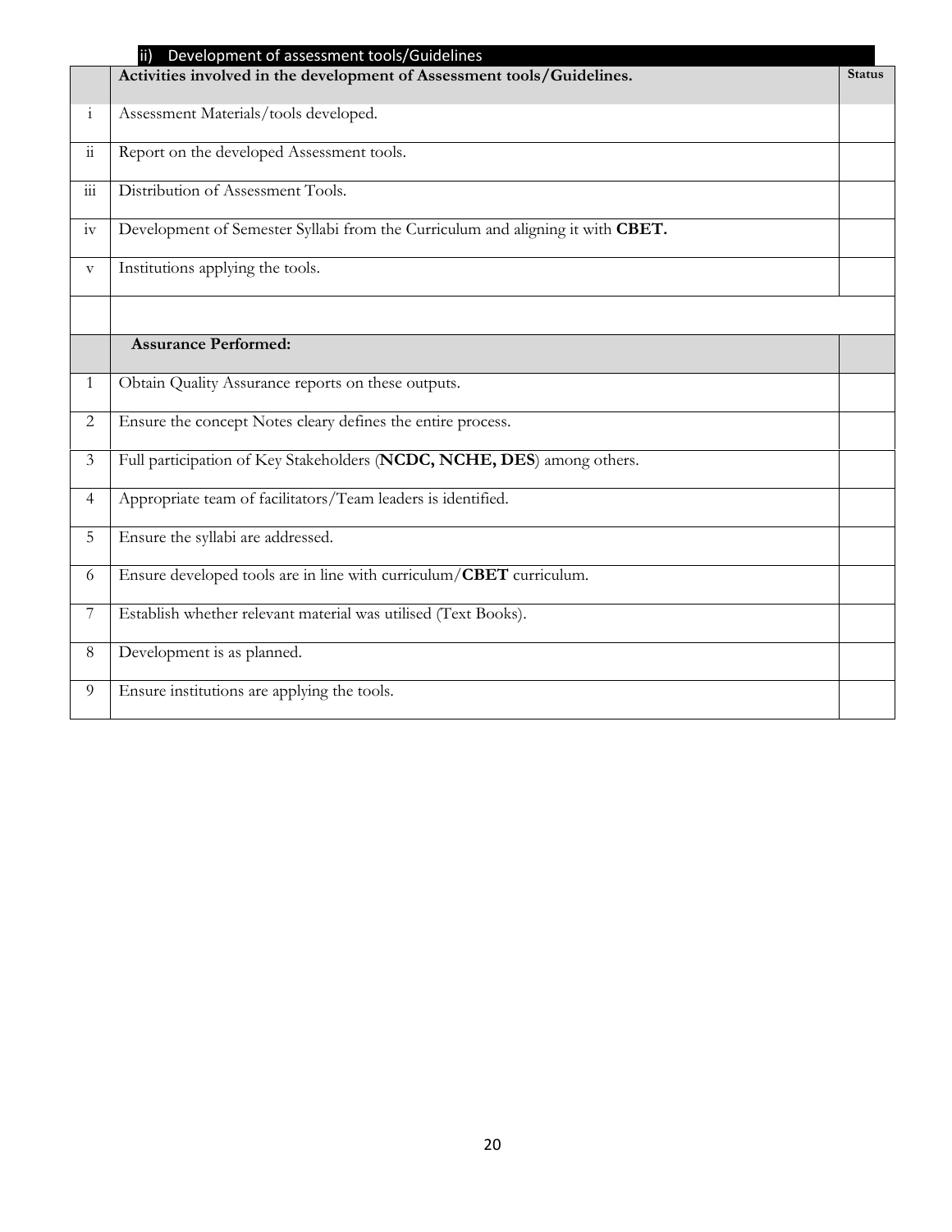#### ii) Development of assessment tools/Guidelines

| | Activities involved in the development of Assessment tools/Guidelines. | Status |
|---|---|---|
| i | Assessment Materials/tools developed. | |
| ii | Report on the developed Assessment tools. | |
| iii | Distribution of Assessment Tools. | |
| iv | Development of Semester Syllabi from the Curriculum and aligning it with **CBET.** | |
| v | Institutions applying the tools. | |
| | | |
| | **Assurance Performed:** | |
| 1 | Obtain Quality Assurance reports on these outputs. | |
| 2 | Ensure the concept Notes cleary defines the entire process. | |
| 3 | Full participation of Key Stakeholders (**NCDC, NCHE, DES**) among others. | |
| 4 | Appropriate team of facilitators/Team leaders is identified. | |
| 5 | Ensure the syllabi are addressed. | |
| 6 | Ensure developed tools are in line with curriculum/**CBET** curriculum. | |
| 7 | Establish whether relevant material was utilised (Text Books). | |
| 8 | Development is as planned. | |
| 9 | Ensure institutions are applying the tools. | |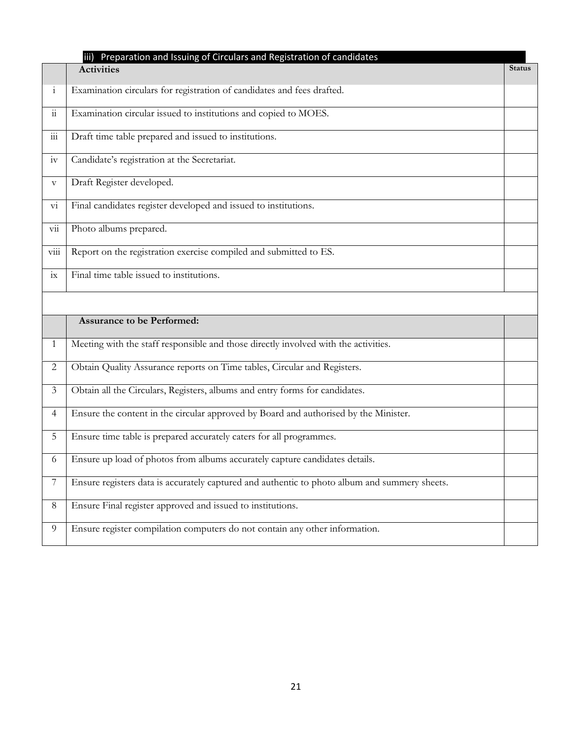### iii) Preparation and Issuing of Circulars and Registration of candidates

| | Activities | Status |
|---|---|---|
| i | Examination circulars for registration of candidates and fees drafted. | |
| ii | Examination circular issued to institutions and copied to MOES. | |
| iii | Draft time table prepared and issued to institutions. | |
| iv | Candidate's registration at the Secretariat. | |
| v | Draft Register developed. | |
| vi | Final candidates register developed and issued to institutions. | |
| vii | Photo albums prepared. | |
| viii | Report on the registration exercise compiled and submitted to ES. | |
| ix | Final time table issued to institutions. | |
| | | |
| | **Assurance to be Performed:** | |
| 1 | Meeting with the staff responsible and those directly involved with the activities. | |
| 2 | Obtain Quality Assurance reports on Time tables, Circular and Registers. | |
| 3 | Obtain all the Circulars, Registers, albums and entry forms for candidates. | |
| 4 | Ensure the content in the circular approved by Board and authorised by the Minister. | |
| 5 | Ensure time table is prepared accurately caters for all programmes. | |
| 6 | Ensure up load of photos from albums accurately capture candidates details. | |
| 7 | Ensure registers data is accurately captured and authentic to photo album and summery sheets. | |
| 8 | Ensure Final register approved and issued to institutions. | |
| 9 | Ensure register compilation computers do not contain any other information. | |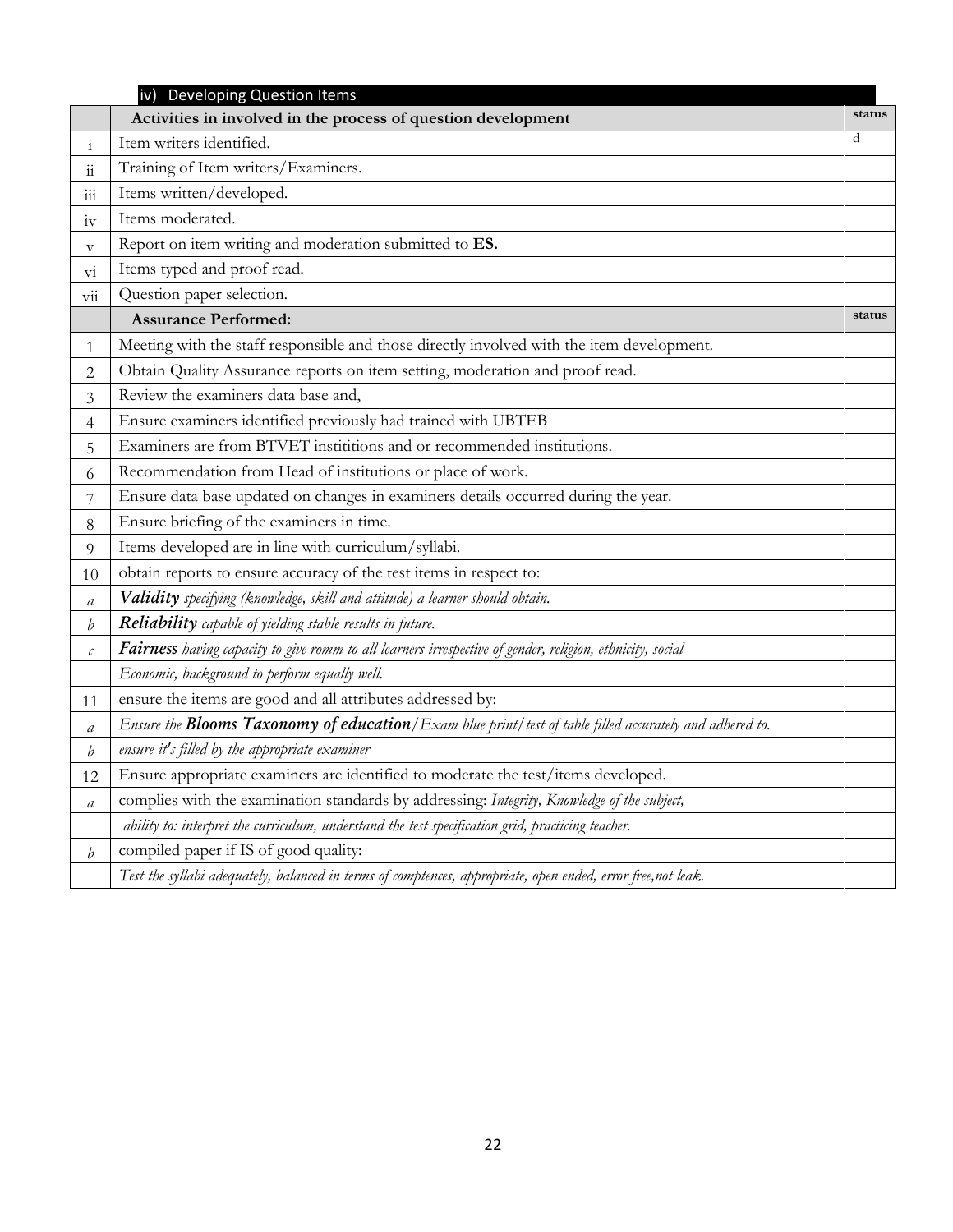### iv) Developing Question Items

| | Activities in involved in the process of question development | status |
|---|---|---|
| i | Item writers identified. | d |
| ii | Training of Item writers/Examiners. | |
| iii | Items written/developed. | |
| iv | Items moderated. | |
| v | Report on item writing and moderation submitted to **ES.** | |
| vi | Items typed and proof read. | |
| vii | Question paper selection. | |
| | **Assurance Performed:** | **status** |
| 1 | Meeting with the staff responsible and those directly involved with the item development. | |
| 2 | Obtain Quality Assurance reports on item setting, moderation and proof read. | |
| 3 | Review the examiners data base and, | |
| 4 | Ensure examiners identified previously had trained with UBTEB | |
| 5 | Examiners are from BTVET instititions and or recommended institutions. | |
| 6 | Recommendation from Head of institutions or place of work. | |
| 7 | Ensure data base updated on changes in examiners details occurred during the year. | |
| 8 | Ensure briefing of the examiners in time. | |
| 9 | Items developed are in line with curriculum/syllabi. | |
| 10 | obtain reports to ensure accuracy of the test items in respect to: | |
| *a* | ***Validity*** *specifying (knowledge, skill and attitude) a learner should obtain.* | |
| *b* | ***Reliability*** *capable of yielding stable results in future.* | |
| *c* | ***Fairness*** *having capacity to give romm to all learners irrespective of gender, religion, ethnicity, social* | |
| | *Economic, background to perform equally well.* | |
| 11 | ensure the items are good and all attributes addressed by: | |
| *a* | *Ensure the* ***Blooms Taxonomy of education****/Exam blue print/test of table filled accurately and adhered to.* | |
| *b* | *ensure it's filled by the appropriate examiner* | |
| 12 | Ensure appropriate examiners are identified to moderate the test/items developed. | |
| *a* | complies with the examination standards by addressing: *Integrity, Knowledge of the subject,* | |
| | *ability to: interpret the curriculum, understand the test specification grid, practicing teacher.* | |
| *b* | compiled paper if IS of good quality: | |
| | *Test the syllabi adequately, balanced in terms of comptences, appropriate, open ended, error free,not leak.* | |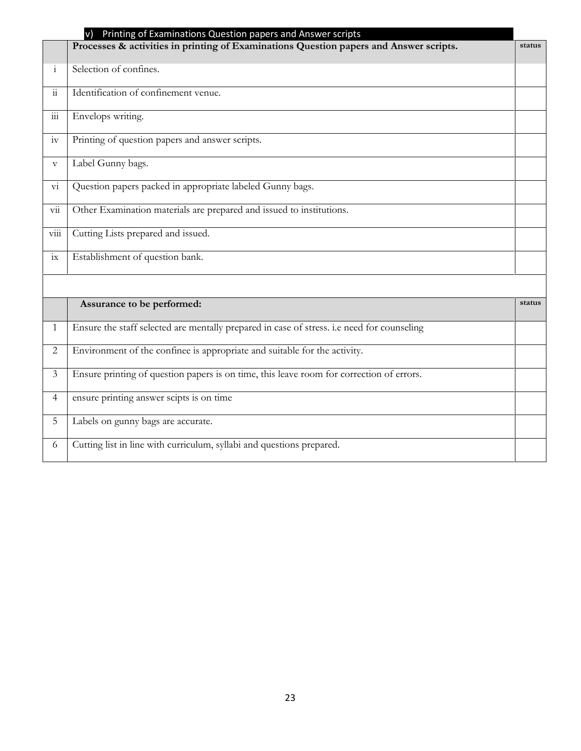### v) Printing of Examinations Question papers and Answer scripts

| | Processes & activities in printing of Examinations Question papers and Answer scripts. | status |
|---|---|---|
| i | Selection of confines. | |
| ii | Identification of confinement venue. | |
| iii | Envelops writing. | |
| iv | Printing of question papers and answer scripts. | |
| v | Label Gunny bags. | |
| vi | Question papers packed in appropriate labeled Gunny bags. | |
| vii | Other Examination materials are prepared and issued to institutions. | |
| viii | Cutting Lists prepared and issued. | |
| ix | Establishment of question bank. | |

| | Assurance to be performed: | status |
|---|---|---|
| 1 | Ensure the staff selected are mentally prepared in case of stress. i.e need for counseling | |
| 2 | Environment of the confinee is appropriate and suitable for the activity. | |
| 3 | Ensure printing of question papers is on time, this leave room for correction of errors. | |
| 4 | ensure printing answer scipts is on time | |
| 5 | Labels on gunny bags are accurate. | |
| 6 | Cutting list in line with curriculum, syllabi and questions prepared. | |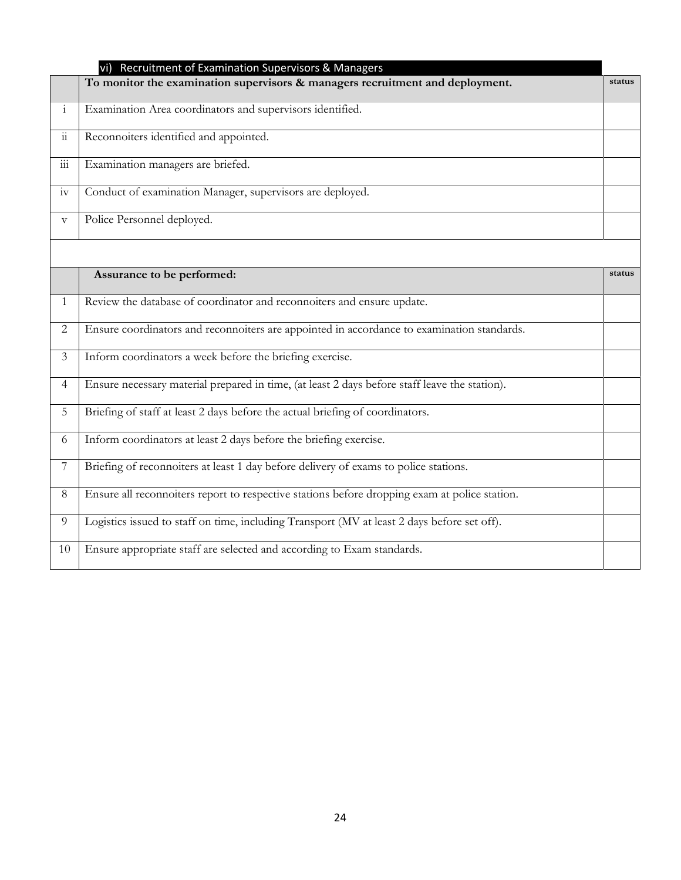### vi) Recruitment of Examination Supervisors & Managers

| | To monitor the examination supervisors & managers recruitment and deployment. | status |
|---|---|---|
| i | Examination Area coordinators and supervisors identified. | |
| ii | Reconnoiters identified and appointed. | |
| iii | Examination managers are briefed. | |
| iv | Conduct of examination Manager, supervisors are deployed. | |
| v | Police Personnel deployed. | |

| | Assurance to be performed: | status |
|---|---|---|
| 1 | Review the database of coordinator and reconnoiters and ensure update. | |
| 2 | Ensure coordinators and reconnoiters are appointed in accordance to examination standards. | |
| 3 | Inform coordinators a week before the briefing exercise. | |
| 4 | Ensure necessary material prepared in time, (at least 2 days before staff leave the station). | |
| 5 | Briefing of staff at least 2 days before the actual briefing of coordinators. | |
| 6 | Inform coordinators at least 2 days before the briefing exercise. | |
| 7 | Briefing of reconnoiters at least 1 day before delivery of exams to police stations. | |
| 8 | Ensure all reconnoiters report to respective stations before dropping exam at police station. | |
| 9 | Logistics issued to staff on time, including Transport (MV at least 2 days before set off). | |
| 10 | Ensure appropriate staff are selected and according to Exam standards. | |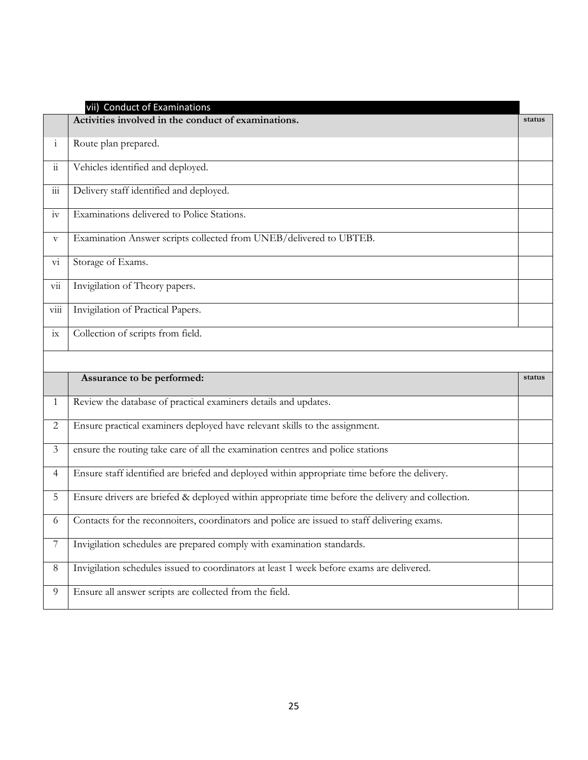### vii) Conduct of Examinations

| | Activities involved in the conduct of examinations. | status |
|---|---|---|
| i | Route plan prepared. | |
| ii | Vehicles identified and deployed. | |
| iii | Delivery staff identified and deployed. | |
| iv | Examinations delivered to Police Stations. | |
| v | Examination Answer scripts collected from UNEB/delivered to UBTEB. | |
| vi | Storage of Exams. | |
| vii | Invigilation of Theory papers. | |
| viii | Invigilation of Practical Papers. | |
| ix | Collection of scripts from field. | |

| | Assurance to be performed: | status |
|---|---|---|
| 1 | Review the database of practical examiners details and updates. | |
| 2 | Ensure practical examiners deployed have relevant skills to the assignment. | |
| 3 | ensure the routing take care of all the examination centres and police stations | |
| 4 | Ensure staff identified are briefed and deployed within appropriate time before the delivery. | |
| 5 | Ensure drivers are briefed & deployed within appropriate time before the delivery and collection. | |
| 6 | Contacts for the reconnoiters, coordinators and police are issued to staff delivering exams. | |
| 7 | Invigilation schedules are prepared comply with examination standards. | |
| 8 | Invigilation schedules issued to coordinators at least 1 week before exams are delivered. | |
| 9 | Ensure all answer scripts are collected from the field. | |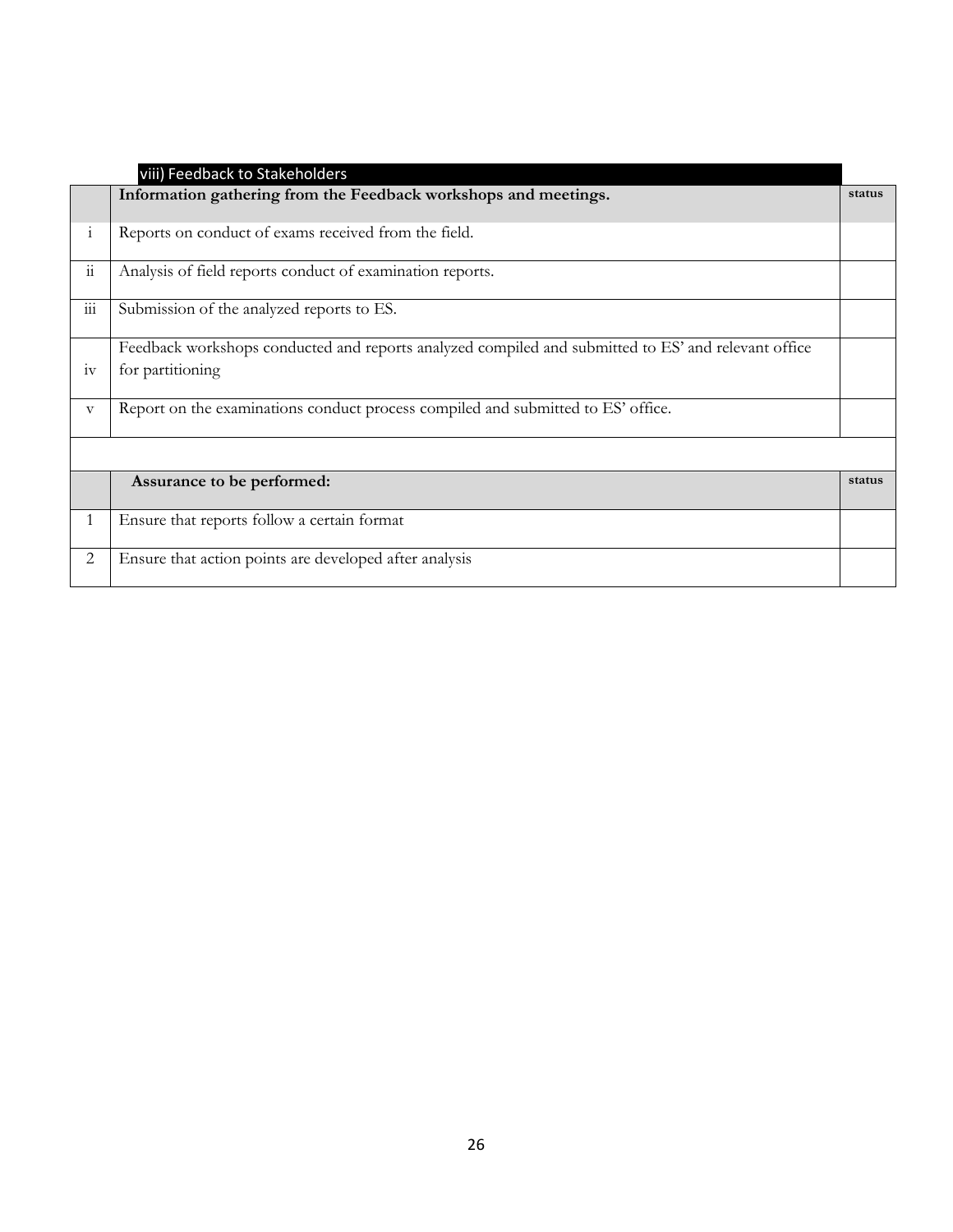viii) Feedback to Stakeholders

| | Information gathering from the Feedback workshops and meetings. | status |
|---|---|---|
| i | Reports on conduct of exams received from the field. | |
| ii | Analysis of field reports conduct of examination reports. | |
| iii | Submission of the analyzed reports to ES. | |
| iv | Feedback workshops conducted and reports analyzed compiled and submitted to ES' and relevant office for partitioning | |
| v | Report on the examinations conduct process compiled and submitted to ES' office. | |

| | Assurance to be performed: | status |
|---|---|---|
| 1 | Ensure that reports follow a certain format | |
| 2 | Ensure that action points are developed after analysis | |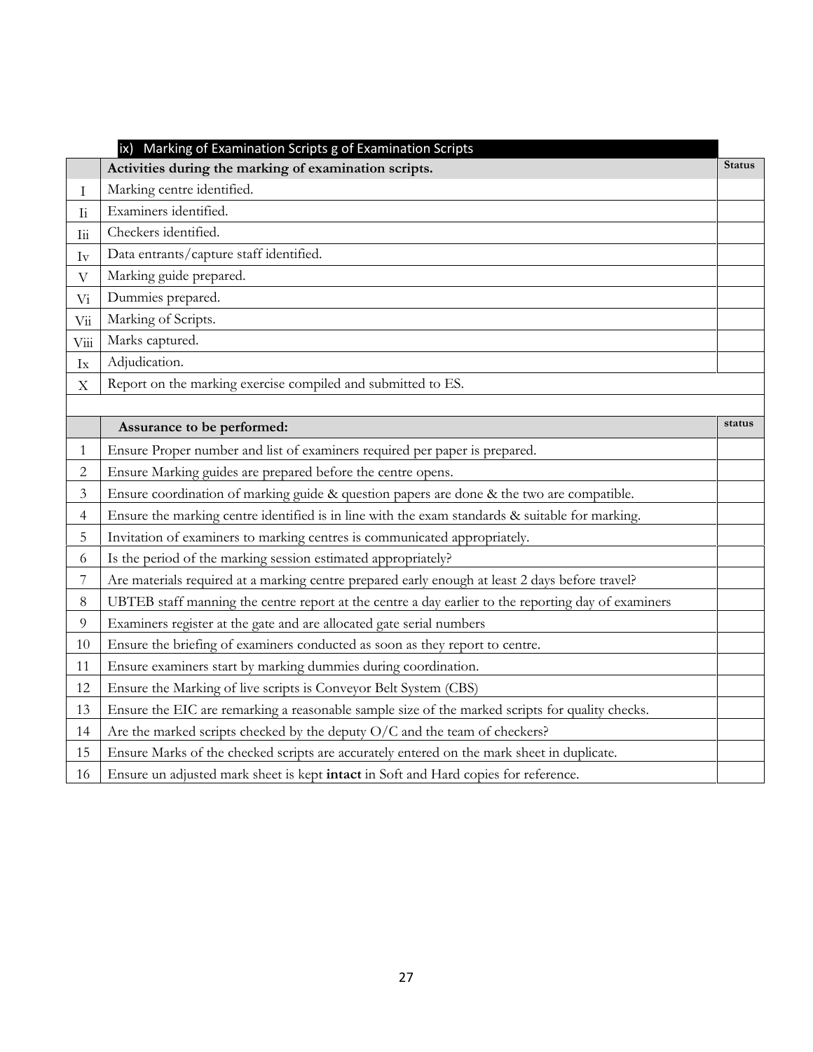### ix) Marking of Examination Scripts g of Examination Scripts

| | Activities during the marking of examination scripts. | Status |
|---|---|---|
| I | Marking centre identified. | |
| Ii | Examiners identified. | |
| Iii | Checkers identified. | |
| Iv | Data entrants/capture staff identified. | |
| V | Marking guide prepared. | |
| Vi | Dummies prepared. | |
| Vii | Marking of Scripts. | |
| Viii | Marks captured. | |
| Ix | Adjudication. | |
| X | Report on the marking exercise compiled and submitted to ES. | |
| | | |
| | **Assurance to be performed:** | **status** |
| 1 | Ensure Proper number and list of examiners required per paper is prepared. | |
| 2 | Ensure Marking guides are prepared before the centre opens. | |
| 3 | Ensure coordination of marking guide & question papers are done & the two are compatible. | |
| 4 | Ensure the marking centre identified is in line with the exam standards & suitable for marking. | |
| 5 | Invitation of examiners to marking centres is communicated appropriately. | |
| 6 | Is the period of the marking session estimated appropriately? | |
| 7 | Are materials required at a marking centre prepared early enough at least 2 days before travel? | |
| 8 | UBTEB staff manning the centre report at the centre a day earlier to the reporting day of examiners | |
| 9 | Examiners register at the gate and are allocated gate serial numbers | |
| 10 | Ensure the briefing of examiners conducted as soon as they report to centre. | |
| 11 | Ensure examiners start by marking dummies during coordination. | |
| 12 | Ensure the Marking of live scripts is Conveyor Belt System (CBS) | |
| 13 | Ensure the EIC are remarking a reasonable sample size of the marked scripts for quality checks. | |
| 14 | Are the marked scripts checked by the deputy O/C and the team of checkers? | |
| 15 | Ensure Marks of the checked scripts are accurately entered on the mark sheet in duplicate. | |
| 16 | Ensure un adjusted mark sheet is kept **intact** in Soft and Hard copies for reference. | |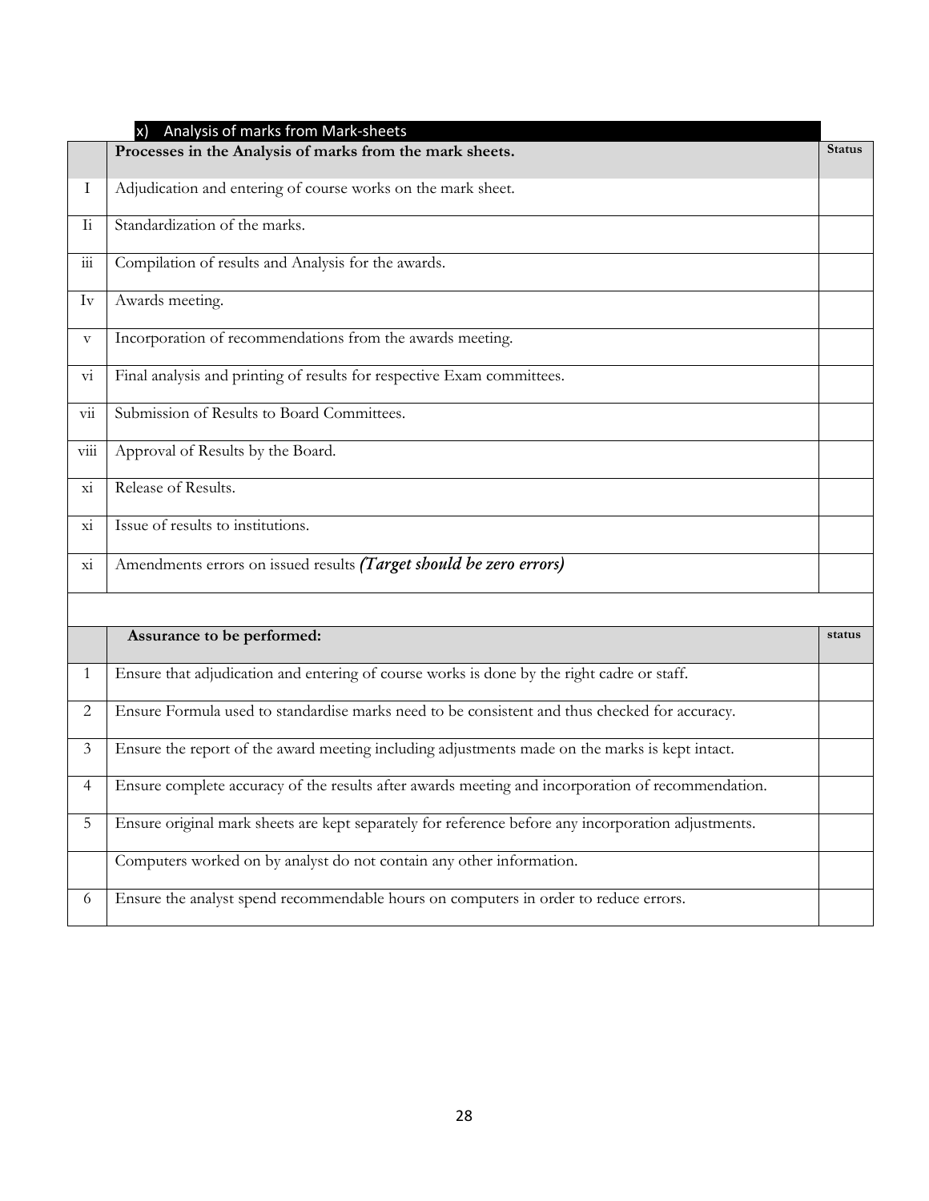## x) Analysis of marks from Mark-sheets

| | **Processes in the Analysis of marks from the mark sheets.** | **Status** |
|---|---|---|
| I | Adjudication and entering of course works on the mark sheet. | |
| Ii | Standardization of the marks. | |
| iii | Compilation of results and Analysis for the awards. | |
| Iv | Awards meeting. | |
| v | Incorporation of recommendations from the awards meeting. | |
| vi | Final analysis and printing of results for respective Exam committees. | |
| vii | Submission of Results to Board Committees. | |
| viii | Approval of Results by the Board. | |
| xi | Release of Results. | |
| xi | Issue of results to institutions. | |
| xi | Amendments errors on issued results ***(Target should be zero errors)*** | |

| | **Assurance to be performed:** | **status** |
|---|---|---|
| 1 | Ensure that adjudication and entering of course works is done by the right cadre or staff. | |
| 2 | Ensure Formula used to standardise marks need to be consistent and thus checked for accuracy. | |
| 3 | Ensure the report of the award meeting including adjustments made on the marks is kept intact. | |
| 4 | Ensure complete accuracy of the results after awards meeting and incorporation of recommendation. | |
| 5 | Ensure original mark sheets are kept separately for reference before any incorporation adjustments. | |
| | Computers worked on by analyst do not contain any other information. | |
| 6 | Ensure the analyst spend recommendable hours on computers in order to reduce errors. | |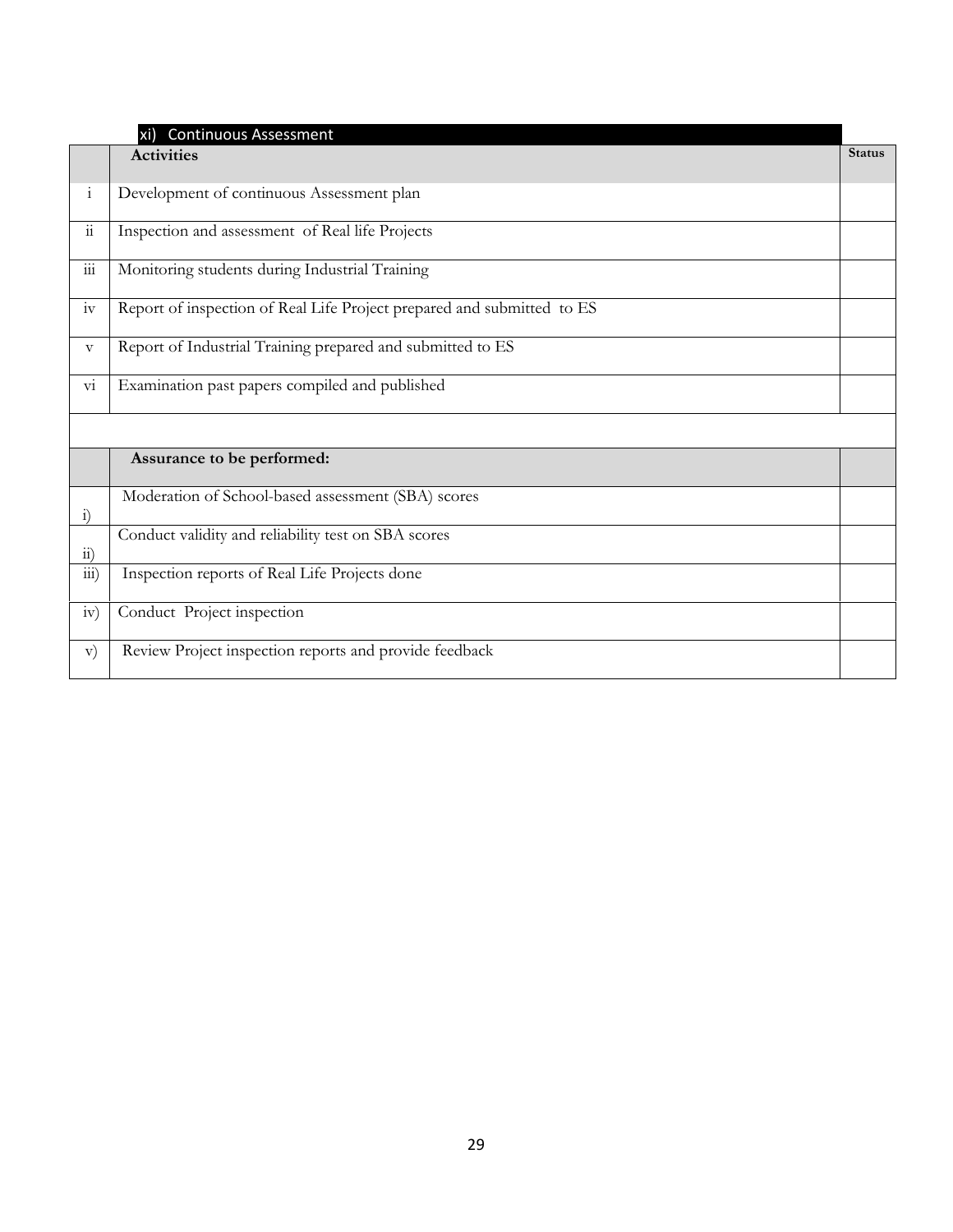### xi) Continuous Assessment

| | Activities | Status |
|---|---|---|
| i | Development of continuous Assessment plan | |
| ii | Inspection and assessment of Real life Projects | |
| iii | Monitoring students during Industrial Training | |
| iv | Report of inspection of Real Life Project prepared and submitted to ES | |
| v | Report of Industrial Training prepared and submitted to ES | |
| vi | Examination past papers compiled and published | |
| | | |
| | **Assurance to be performed:** | |
| i) | Moderation of School-based assessment (SBA) scores | |
| ii) | Conduct validity and reliability test on SBA scores | |
| iii) | Inspection reports of Real Life Projects done | |
| iv) | Conduct Project inspection | |
| v) | Review Project inspection reports and provide feedback | |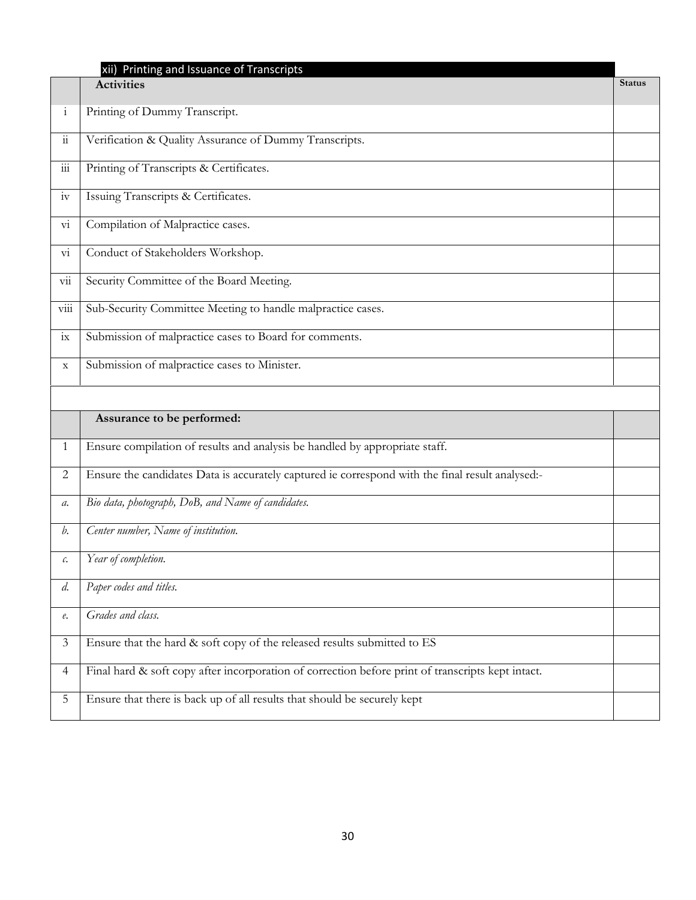### xii) Printing and Issuance of Transcripts

| | **Activities** | **Status** |
|---|---|---|
| i | Printing of Dummy Transcript. | |
| ii | Verification & Quality Assurance of Dummy Transcripts. | |
| iii | Printing of Transcripts & Certificates. | |
| iv | Issuing Transcripts & Certificates. | |
| vi | Compilation of Malpractice cases. | |
| vi | Conduct of Stakeholders Workshop. | |
| vii | Security Committee of the Board Meeting. | |
| viii | Sub-Security Committee Meeting to handle malpractice cases. | |
| ix | Submission of malpractice cases to Board for comments. | |
| x | Submission of malpractice cases to Minister. | |
| | | |
| | **Assurance to be performed:** | |
| 1 | Ensure compilation of results and analysis be handled by appropriate staff. | |
| 2 | Ensure the candidates Data is accurately captured ie correspond with the final result analysed:- | |
| *a.* | *Bio data, photograph, DoB, and Name of candidates.* | |
| *b.* | *Center number, Name of institution.* | |
| *c.* | *Year of completion.* | |
| *d.* | *Paper codes and titles.* | |
| *e.* | *Grades and class.* | |
| 3 | Ensure that the hard & soft copy of the released results submitted to ES | |
| 4 | Final hard & soft copy after incorporation of correction before print of transcripts kept intact. | |
| 5 | Ensure that there is back up of all results that should be securely kept | |